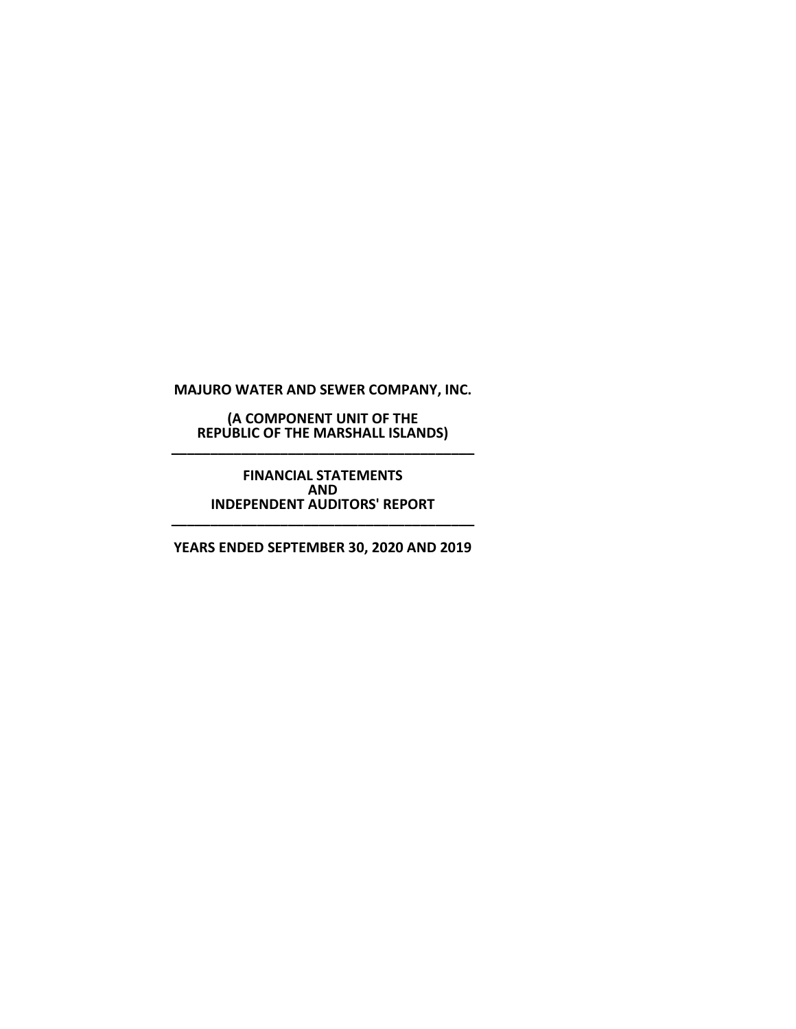**MAJURO WATER AND SEWER COMPANY, INC.**

**(A COMPONENT UNIT OF THE REPUBLIC OF THE MARSHALL ISLANDS)**

---

**FINANCIAL STATEMENTS AND INDEPENDENT AUDITORS' REPORT**

---

**YEARS ENDED SEPTEMBER 30, 2020 AND 2019**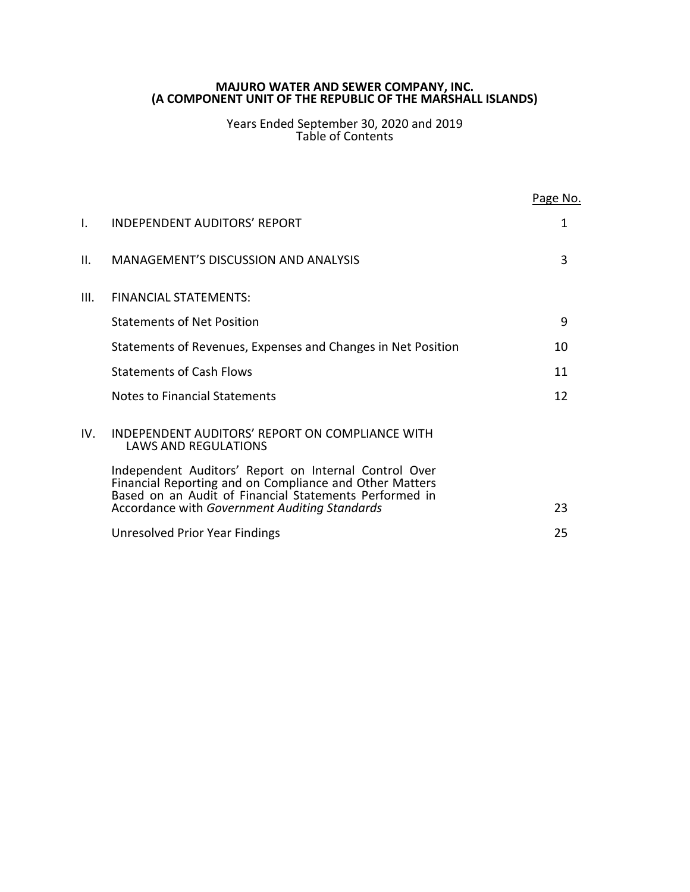**MAJURO WATER AND SEWER COMPANY, INC.**
**(A COMPONENT UNIT OF THE REPUBLIC OF THE MARSHALL ISLANDS)**

Years Ended September 30, 2020 and 2019
Table of Contents

| | | Page No. |
|---|---|---|
| I. | INDEPENDENT AUDITORS' REPORT | 1 |
| II. | MANAGEMENT'S DISCUSSION AND ANALYSIS | 3 |
| III. | FINANCIAL STATEMENTS: | |
| | Statements of Net Position | 9 |
| | Statements of Revenues, Expenses and Changes in Net Position | 10 |
| | Statements of Cash Flows | 11 |
| | Notes to Financial Statements | 12 |
| IV. | INDEPENDENT AUDITORS' REPORT ON COMPLIANCE WITH LAWS AND REGULATIONS | |
| | Independent Auditors' Report on Internal Control Over Financial Reporting and on Compliance and Other Matters Based on an Audit of Financial Statements Performed in Accordance with *Government Auditing Standards* | 23 |
| | Unresolved Prior Year Findings | 25 |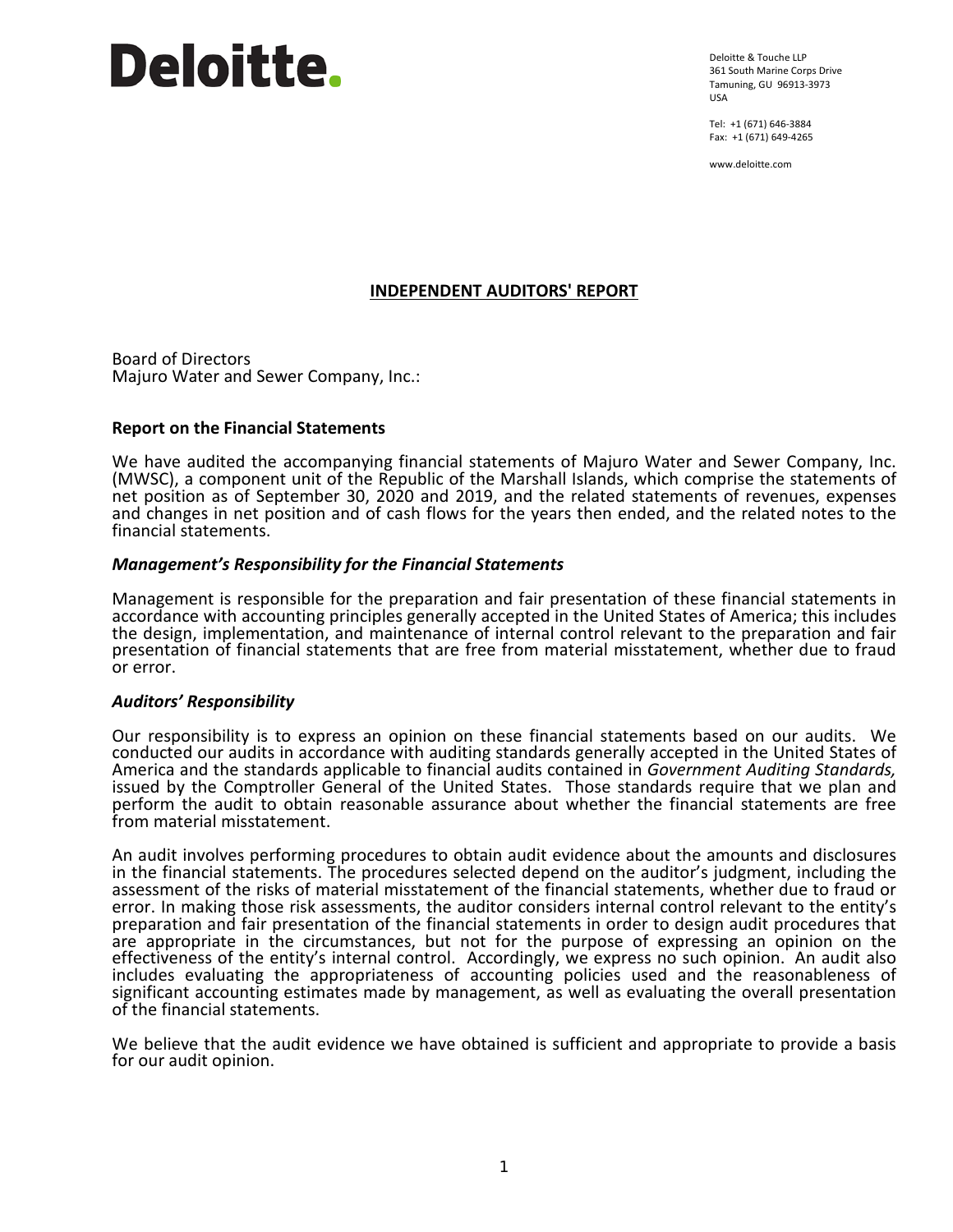Deloitte.

Deloitte & Touche LLP
361 South Marine Corps Drive
Tamuning, GU 96913-3973
USA

Tel: +1 (671) 646-3884
Fax: +1 (671) 649-4265

www.deloitte.com

## INDEPENDENT AUDITORS' REPORT

Board of Directors
Majuro Water and Sewer Company, Inc.:

### Report on the Financial Statements

We have audited the accompanying financial statements of Majuro Water and Sewer Company, Inc. (MWSC), a component unit of the Republic of the Marshall Islands, which comprise the statements of net position as of September 30, 2020 and 2019, and the related statements of revenues, expenses and changes in net position and of cash flows for the years then ended, and the related notes to the financial statements.

### *Management's Responsibility for the Financial Statements*

Management is responsible for the preparation and fair presentation of these financial statements in accordance with accounting principles generally accepted in the United States of America; this includes the design, implementation, and maintenance of internal control relevant to the preparation and fair presentation of financial statements that are free from material misstatement, whether due to fraud or error.

### *Auditors' Responsibility*

Our responsibility is to express an opinion on these financial statements based on our audits. We conducted our audits in accordance with auditing standards generally accepted in the United States of America and the standards applicable to financial audits contained in *Government Auditing Standards,* issued by the Comptroller General of the United States. Those standards require that we plan and perform the audit to obtain reasonable assurance about whether the financial statements are free from material misstatement.

An audit involves performing procedures to obtain audit evidence about the amounts and disclosures in the financial statements. The procedures selected depend on the auditor's judgment, including the assessment of the risks of material misstatement of the financial statements, whether due to fraud or error. In making those risk assessments, the auditor considers internal control relevant to the entity's preparation and fair presentation of the financial statements in order to design audit procedures that are appropriate in the circumstances, but not for the purpose of expressing an opinion on the effectiveness of the entity's internal control. Accordingly, we express no such opinion. An audit also includes evaluating the appropriateness of accounting policies used and the reasonableness of significant accounting estimates made by management, as well as evaluating the overall presentation of the financial statements.

We believe that the audit evidence we have obtained is sufficient and appropriate to provide a basis for our audit opinion.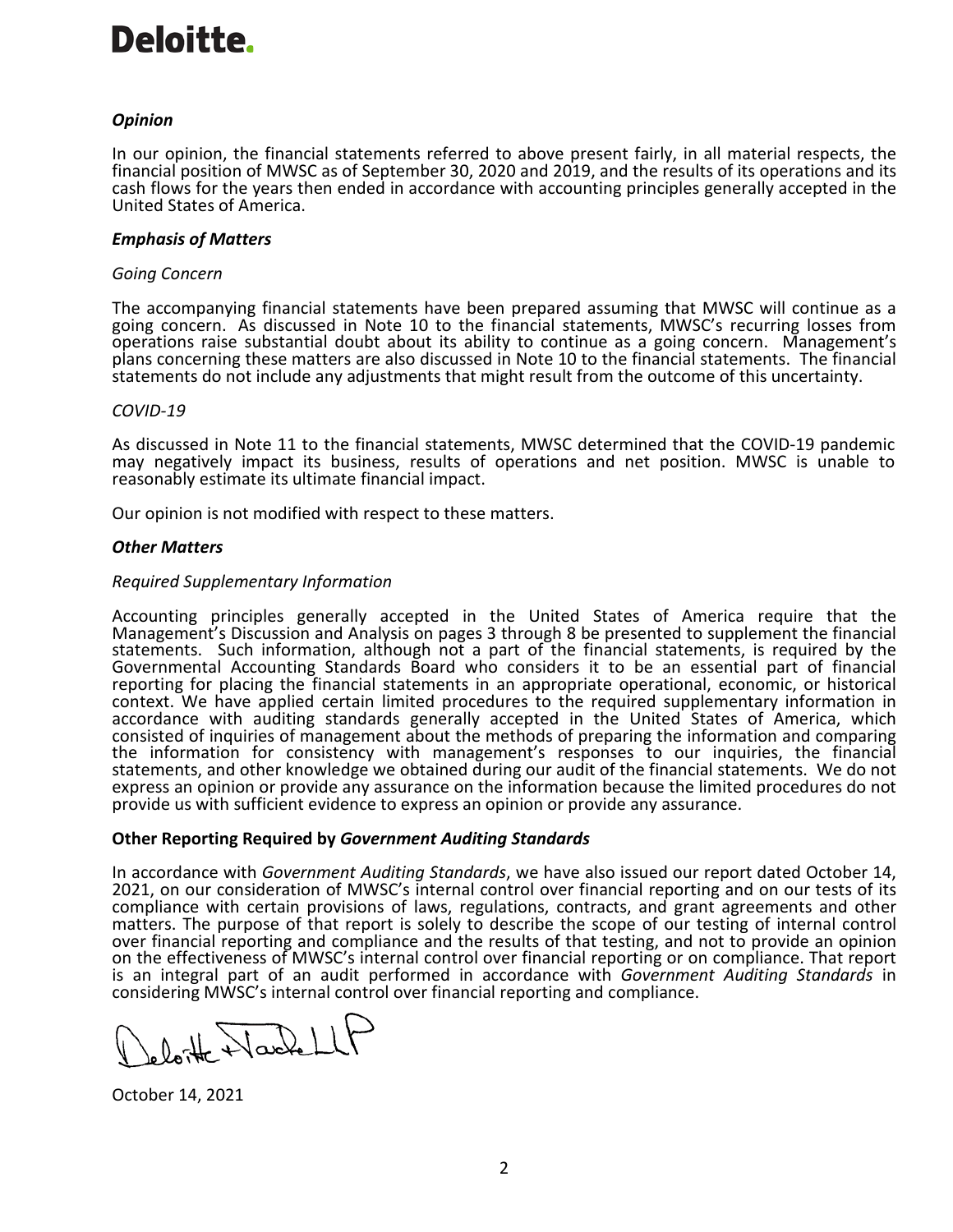Deloitte.

### *Opinion*

In our opinion, the financial statements referred to above present fairly, in all material respects, the financial position of MWSC as of September 30, 2020 and 2019, and the results of its operations and its cash flows for the years then ended in accordance with accounting principles generally accepted in the United States of America.

### *Emphasis of Matters*

*Going Concern*

The accompanying financial statements have been prepared assuming that MWSC will continue as a going concern. As discussed in Note 10 to the financial statements, MWSC's recurring losses from operations raise substantial doubt about its ability to continue as a going concern. Management's plans concerning these matters are also discussed in Note 10 to the financial statements. The financial statements do not include any adjustments that might result from the outcome of this uncertainty.

*COVID-19*

As discussed in Note 11 to the financial statements, MWSC determined that the COVID-19 pandemic may negatively impact its business, results of operations and net position. MWSC is unable to reasonably estimate its ultimate financial impact.

Our opinion is not modified with respect to these matters.

### *Other Matters*

*Required Supplementary Information*

Accounting principles generally accepted in the United States of America require that the Management's Discussion and Analysis on pages 3 through 8 be presented to supplement the financial statements. Such information, although not a part of the financial statements, is required by the Governmental Accounting Standards Board who considers it to be an essential part of financial reporting for placing the financial statements in an appropriate operational, economic, or historical context. We have applied certain limited procedures to the required supplementary information in accordance with auditing standards generally accepted in the United States of America, which consisted of inquiries of management about the methods of preparing the information and comparing the information for consistency with management's responses to our inquiries, the financial statements, and other knowledge we obtained during our audit of the financial statements. We do not express an opinion or provide any assurance on the information because the limited procedures do not provide us with sufficient evidence to express an opinion or provide any assurance.

### **Other Reporting Required by *Government Auditing Standards***

In accordance with *Government Auditing Standards*, we have also issued our report dated October 14, 2021, on our consideration of MWSC's internal control over financial reporting and on our tests of its compliance with certain provisions of laws, regulations, contracts, and grant agreements and other matters. The purpose of that report is solely to describe the scope of our testing of internal control over financial reporting and compliance and the results of that testing, and not to provide an opinion on the effectiveness of MWSC's internal control over financial reporting or on compliance. That report is an integral part of an audit performed in accordance with *Government Auditing Standards* in considering MWSC's internal control over financial reporting and compliance.

Deloitte & Touche LLP

October 14, 2021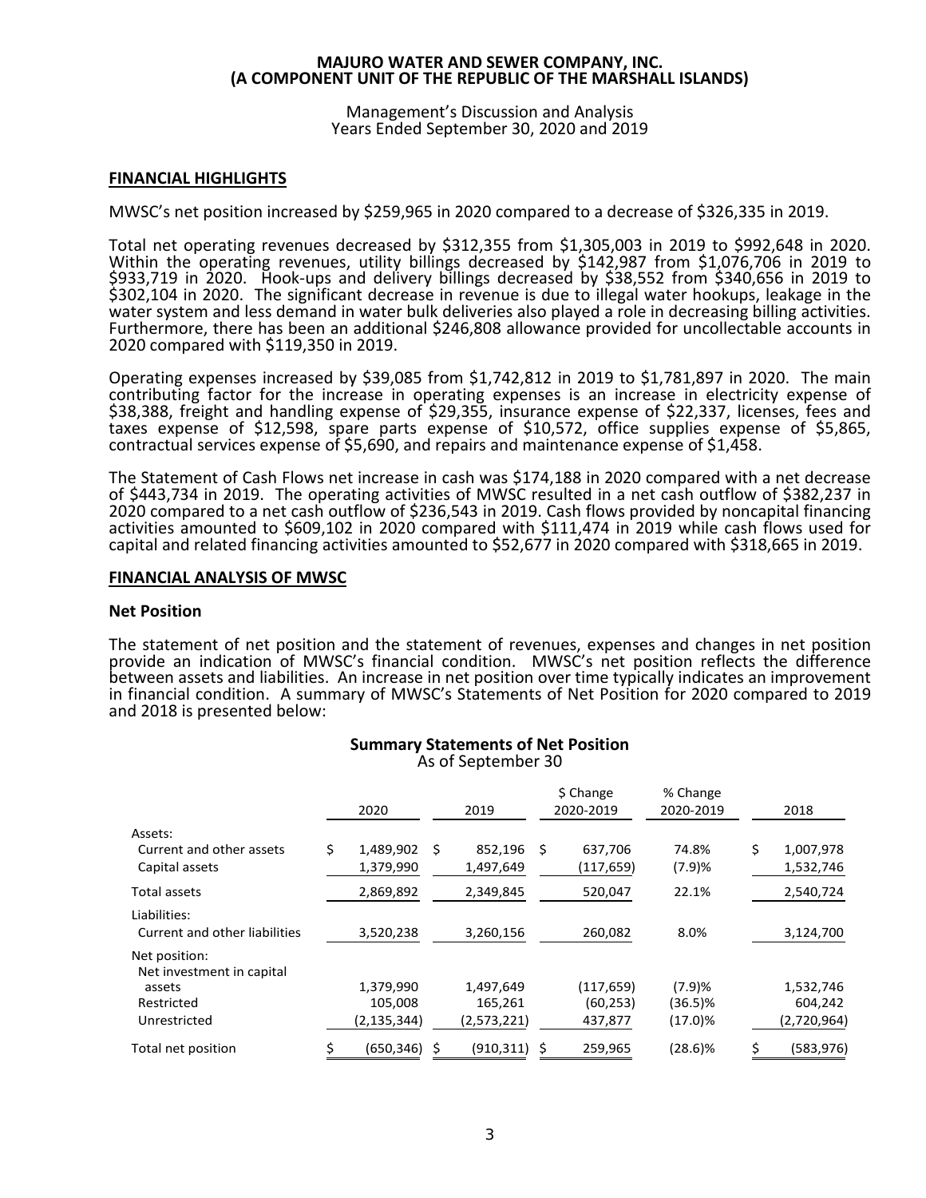**MAJURO WATER AND SEWER COMPANY, INC.**
**(A COMPONENT UNIT OF THE REPUBLIC OF THE MARSHALL ISLANDS)**

Management's Discussion and Analysis
Years Ended September 30, 2020 and 2019

## FINANCIAL HIGHLIGHTS

MWSC's net position increased by $259,965 in 2020 compared to a decrease of $326,335 in 2019.

Total net operating revenues decreased by $312,355 from $1,305,003 in 2019 to $992,648 in 2020. Within the operating revenues, utility billings decreased by $142,987 from $1,076,706 in 2019 to $933,719 in 2020. Hook-ups and delivery billings decreased by $38,552 from $340,656 in 2019 to $302,104 in 2020. The significant decrease in revenue is due to illegal water hookups, leakage in the water system and less demand in water bulk deliveries also played a role in decreasing billing activities. Furthermore, there has been an additional $246,808 allowance provided for uncollectable accounts in 2020 compared with $119,350 in 2019.

Operating expenses increased by $39,085 from $1,742,812 in 2019 to $1,781,897 in 2020. The main contributing factor for the increase in operating expenses is an increase in electricity expense of $38,388, freight and handling expense of $29,355, insurance expense of $22,337, licenses, fees and taxes expense of $12,598, spare parts expense of $10,572, office supplies expense of $5,865, contractual services expense of $5,690, and repairs and maintenance expense of $1,458.

The Statement of Cash Flows net increase in cash was $174,188 in 2020 compared with a net decrease of $443,734 in 2019. The operating activities of MWSC resulted in a net cash outflow of $382,237 in 2020 compared to a net cash outflow of $236,543 in 2019. Cash flows provided by noncapital financing activities amounted to $609,102 in 2020 compared with $111,474 in 2019 while cash flows used for capital and related financing activities amounted to $52,677 in 2020 compared with $318,665 in 2019.

## FINANCIAL ANALYSIS OF MWSC

### Net Position

The statement of net position and the statement of revenues, expenses and changes in net position provide an indication of MWSC's financial condition. MWSC's net position reflects the difference between assets and liabilities. An increase in net position over time typically indicates an improvement in financial condition. A summary of MWSC's Statements of Net Position for 2020 compared to 2019 and 2018 is presented below:

**Summary Statements of Net Position**
As of September 30

| | 2020 | 2019 | $ Change 2020-2019 | % Change 2020-2019 | 2018 |
|---|---|---|---|---|---|
| Assets: | | | | | |
| Current and other assets | $ 1,489,902 | $ 852,196 | $ 637,706 | 74.8% | $ 1,007,978 |
| Capital assets | 1,379,990 | 1,497,649 | (117,659) | (7.9)% | 1,532,746 |
| Total assets | 2,869,892 | 2,349,845 | 520,047 | 22.1% | 2,540,724 |
| Liabilities: | | | | | |
| Current and other liabilities | 3,520,238 | 3,260,156 | 260,082 | 8.0% | 3,124,700 |
| Net position: | | | | | |
| Net investment in capital assets | 1,379,990 | 1,497,649 | (117,659) | (7.9)% | 1,532,746 |
| Restricted | 105,008 | 165,261 | (60,253) | (36.5)% | 604,242 |
| Unrestricted | (2,135,344) | (2,573,221) | 437,877 | (17.0)% | (2,720,964) |
| Total net position | $ (650,346) | $ (910,311) | $ 259,965 | (28.6)% | $ (583,976) |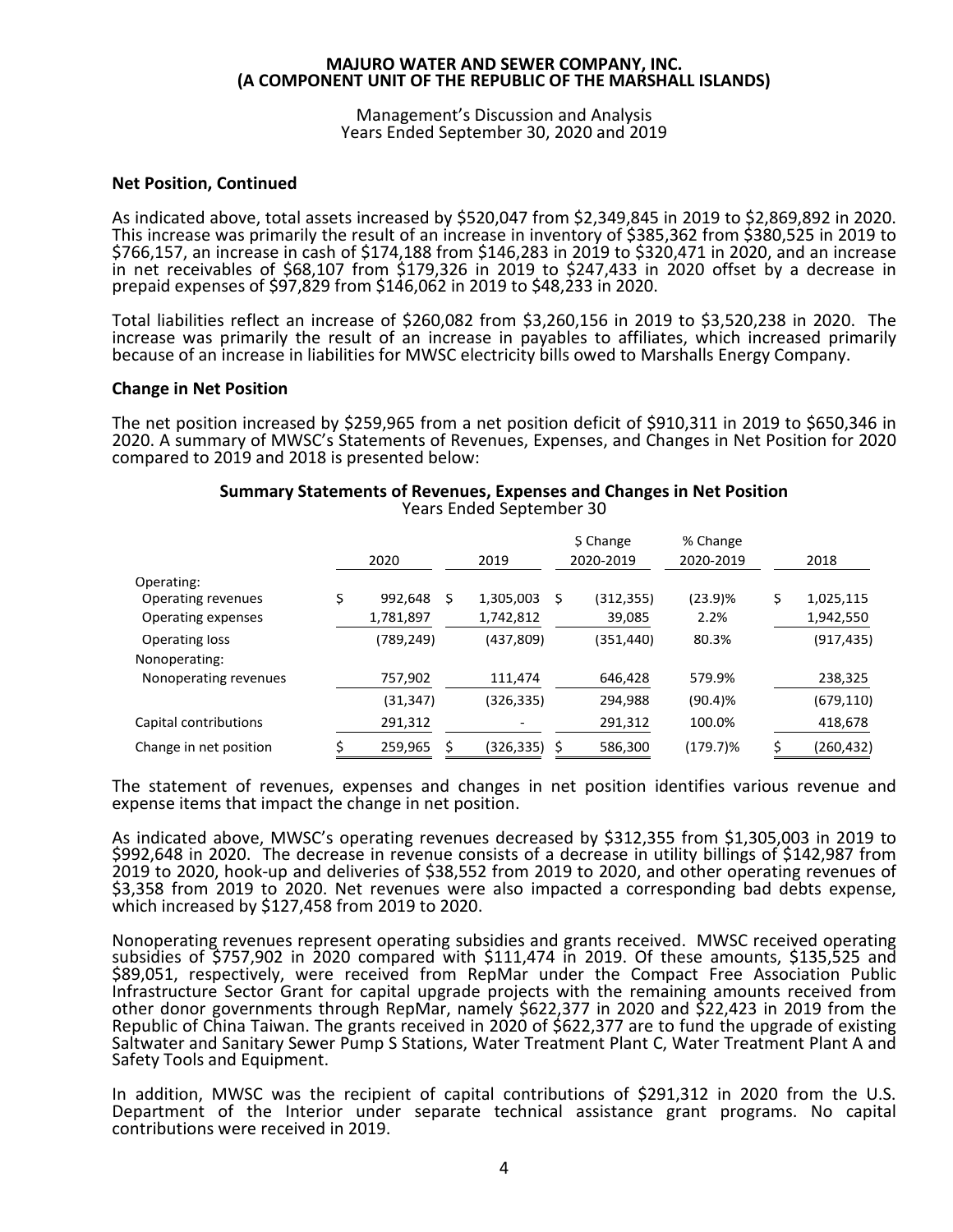**MAJURO WATER AND SEWER COMPANY, INC.**
**(A COMPONENT UNIT OF THE REPUBLIC OF THE MARSHALL ISLANDS)**

Management's Discussion and Analysis
Years Ended September 30, 2020 and 2019

### Net Position, Continued

As indicated above, total assets increased by $520,047 from $2,349,845 in 2019 to $2,869,892 in 2020. This increase was primarily the result of an increase in inventory of $385,362 from $380,525 in 2019 to $766,157, an increase in cash of $174,188 from $146,283 in 2019 to $320,471 in 2020, and an increase in net receivables of $68,107 from $179,326 in 2019 to $247,433 in 2020 offset by a decrease in prepaid expenses of $97,829 from $146,062 in 2019 to $48,233 in 2020.

Total liabilities reflect an increase of $260,082 from $3,260,156 in 2019 to $3,520,238 in 2020. The increase was primarily the result of an increase in payables to affiliates, which increased primarily because of an increase in liabilities for MWSC electricity bills owed to Marshalls Energy Company.

### Change in Net Position

The net position increased by $259,965 from a net position deficit of $910,311 in 2019 to $650,346 in 2020. A summary of MWSC's Statements of Revenues, Expenses, and Changes in Net Position for 2020 compared to 2019 and 2018 is presented below:

**Summary Statements of Revenues, Expenses and Changes in Net Position**
Years Ended September 30

| | 2020 | 2019 | $ Change 2020-2019 | % Change 2020-2019 | 2018 |
|---|---|---|---|---|---|
| Operating: | | | | | |
| Operating revenues | $ 992,648 | $ 1,305,003 | $ (312,355) | (23.9)% | $ 1,025,115 |
| Operating expenses | 1,781,897 | 1,742,812 | 39,085 | 2.2% | 1,942,550 |
| Operating loss | (789,249) | (437,809) | (351,440) | 80.3% | (917,435) |
| Nonoperating: | | | | | |
| Nonoperating revenues | 757,902 | 111,474 | 646,428 | 579.9% | 238,325 |
| | (31,347) | (326,335) | 294,988 | (90.4)% | (679,110) |
| Capital contributions | 291,312 | - | 291,312 | 100.0% | 418,678 |
| Change in net position | $ 259,965 | $ (326,335) | $ 586,300 | (179.7)% | $ (260,432) |

The statement of revenues, expenses and changes in net position identifies various revenue and expense items that impact the change in net position.

As indicated above, MWSC's operating revenues decreased by $312,355 from $1,305,003 in 2019 to $992,648 in 2020. The decrease in revenue consists of a decrease in utility billings of $142,987 from 2019 to 2020, hook-up and deliveries of $38,552 from 2019 to 2020, and other operating revenues of $3,358 from 2019 to 2020. Net revenues were also impacted a corresponding bad debts expense, which increased by $127,458 from 2019 to 2020.

Nonoperating revenues represent operating subsidies and grants received. MWSC received operating subsidies of $757,902 in 2020 compared with $111,474 in 2019. Of these amounts, $135,525 and $89,051, respectively, were received from RepMar under the Compact Free Association Public Infrastructure Sector Grant for capital upgrade projects with the remaining amounts received from other donor governments through RepMar, namely $622,377 in 2020 and $22,423 in 2019 from the Republic of China Taiwan. The grants received in 2020 of $622,377 are to fund the upgrade of existing Saltwater and Sanitary Sewer Pump S Stations, Water Treatment Plant C, Water Treatment Plant A and Safety Tools and Equipment.

In addition, MWSC was the recipient of capital contributions of $291,312 in 2020 from the U.S. Department of the Interior under separate technical assistance grant programs. No capital contributions were received in 2019.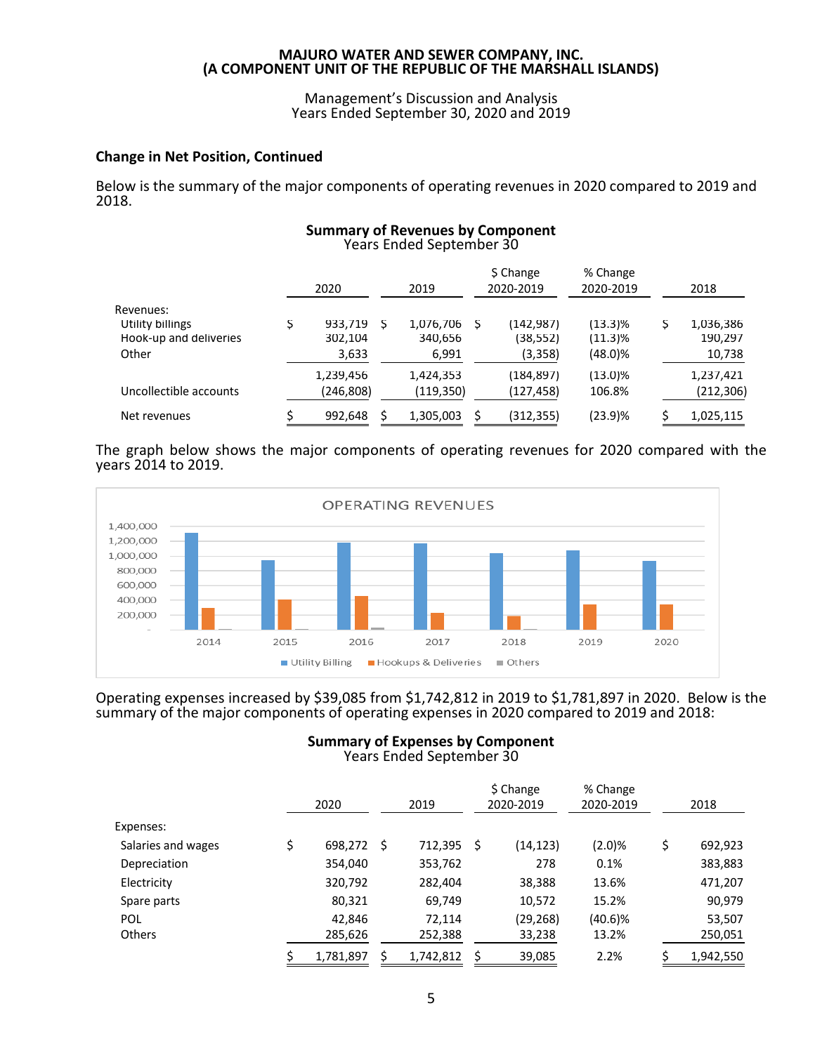### Change in Net Position, Continued

Below is the summary of the major components of operating revenues in 2020 compared to 2019 and 2018.

**Summary of Revenues by Component**
Years Ended September 30

| | 2020 | 2019 | $ Change 2020-2019 | % Change 2020-2019 | 2018 |
|---|---|---|---|---|---|
| Revenues: | | | | | |
| Utility billings | $ 933,719 | $ 1,076,706 | $ (142,987) | (13.3)% | $ 1,036,386 |
| Hook-up and deliveries | 302,104 | 340,656 | (38,552) | (11.3)% | 190,297 |
| Other | 3,633 | 6,991 | (3,358) | (48.0)% | 10,738 |
| | 1,239,456 | 1,424,353 | (184,897) | (13.0)% | 1,237,421 |
| Uncollectible accounts | (246,808) | (119,350) | (127,458) | 106.8% | (212,306) |
| Net revenues | $ 992,648 | $ 1,305,003 | $ (312,355) | (23.9)% | $ 1,025,115 |

The graph below shows the major components of operating revenues for 2020 compared with the years 2014 to 2019.

Operating expenses increased by $39,085 from $1,742,812 in 2019 to $1,781,897 in 2020. Below is the summary of the major components of operating expenses in 2020 compared to 2019 and 2018:

**Summary of Expenses by Component**
Years Ended September 30

| | 2020 | 2019 | $ Change 2020-2019 | % Change 2020-2019 | 2018 |
|---|---|---|---|---|---|
| Expenses: | | | | | |
| Salaries and wages | $ 698,272 | $ 712,395 | $ (14,123) | (2.0)% | $ 692,923 |
| Depreciation | 354,040 | 353,762 | 278 | 0.1% | 383,883 |
| Electricity | 320,792 | 282,404 | 38,388 | 13.6% | 471,207 |
| Spare parts | 80,321 | 69,749 | 10,572 | 15.2% | 90,979 |
| POL | 42,846 | 72,114 | (29,268) | (40.6)% | 53,507 |
| Others | 285,626 | 252,388 | 33,238 | 13.2% | 250,051 |
| | $ 1,781,897 | $ 1,742,812 | $ 39,085 | 2.2% | $ 1,942,550 |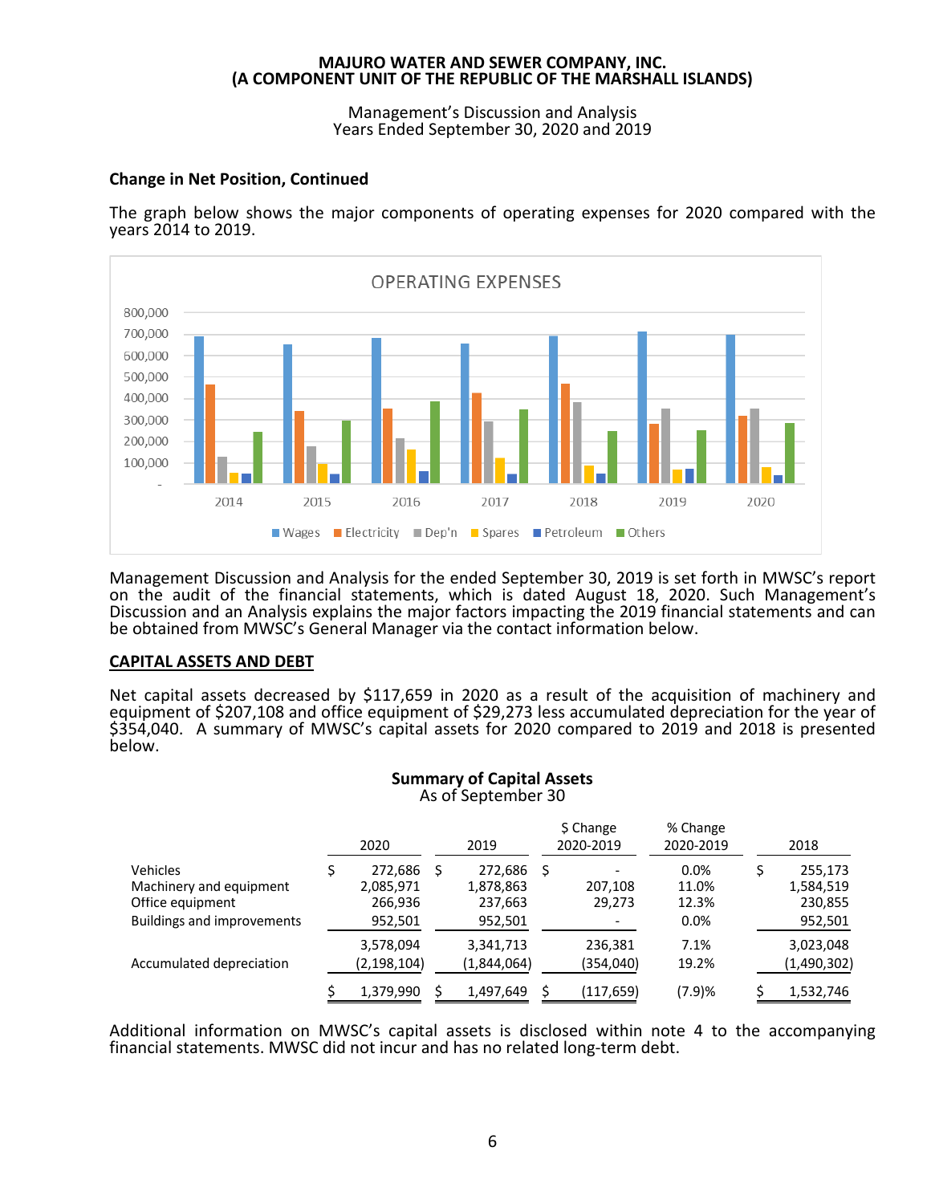### Change in Net Position, Continued

The graph below shows the major components of operating expenses for 2020 compared with the years 2014 to 2019.

Management Discussion and Analysis for the ended September 30, 2019 is set forth in MWSC's report on the audit of the financial statements, which is dated August 18, 2020. Such Management's Discussion and an Analysis explains the major factors impacting the 2019 financial statements and can be obtained from MWSC's General Manager via the contact information below.

## CAPITAL ASSETS AND DEBT

Net capital assets decreased by $117,659 in 2020 as a result of the acquisition of machinery and equipment of $207,108 and office equipment of $29,273 less accumulated depreciation for the year of $354,040. A summary of MWSC's capital assets for 2020 compared to 2019 and 2018 is presented below.

**Summary of Capital Assets**
As of September 30

| | 2020 | 2019 | $ Change 2020-2019 | % Change 2020-2019 | 2018 |
|---|---|---|---|---|---|
| Vehicles | $ 272,686 | $ 272,686 | $ - | 0.0% | $ 255,173 |
| Machinery and equipment | 2,085,971 | 1,878,863 | 207,108 | 11.0% | 1,584,519 |
| Office equipment | 266,936 | 237,663 | 29,273 | 12.3% | 230,855 |
| Buildings and improvements | 952,501 | 952,501 | - | 0.0% | 952,501 |
| | 3,578,094 | 3,341,713 | 236,381 | 7.1% | 3,023,048 |
| Accumulated depreciation | (2,198,104) | (1,844,064) | (354,040) | 19.2% | (1,490,302) |
| | $ 1,379,990 | $ 1,497,649 | $ (117,659) | (7.9)% | $ 1,532,746 |

Additional information on MWSC's capital assets is disclosed within note 4 to the accompanying financial statements. MWSC did not incur and has no related long-term debt.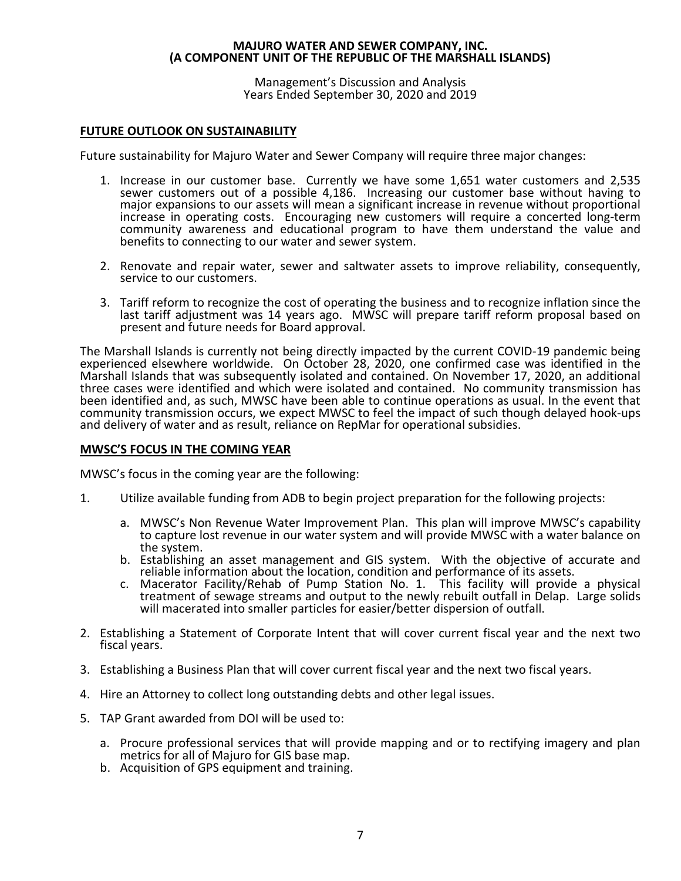## FUTURE OUTLOOK ON SUSTAINABILITY

Future sustainability for Majuro Water and Sewer Company will require three major changes:

1. Increase in our customer base. Currently we have some 1,651 water customers and 2,535 sewer customers out of a possible 4,186. Increasing our customer base without having to major expansions to our assets will mean a significant increase in revenue without proportional increase in operating costs. Encouraging new customers will require a concerted long-term community awareness and educational program to have them understand the value and benefits to connecting to our water and sewer system.

2. Renovate and repair water, sewer and saltwater assets to improve reliability, consequently, service to our customers.

3. Tariff reform to recognize the cost of operating the business and to recognize inflation since the last tariff adjustment was 14 years ago. MWSC will prepare tariff reform proposal based on present and future needs for Board approval.

The Marshall Islands is currently not being directly impacted by the current COVID-19 pandemic being experienced elsewhere worldwide. On October 28, 2020, one confirmed case was identified in the Marshall Islands that was subsequently isolated and contained. On November 17, 2020, an additional three cases were identified and which were isolated and contained. No community transmission has been identified and, as such, MWSC have been able to continue operations as usual. In the event that community transmission occurs, we expect MWSC to feel the impact of such though delayed hook-ups and delivery of water and as result, reliance on RepMar for operational subsidies.

## MWSC'S FOCUS IN THE COMING YEAR

MWSC's focus in the coming year are the following:

1. Utilize available funding from ADB to begin project preparation for the following projects:

   a. MWSC's Non Revenue Water Improvement Plan. This plan will improve MWSC's capability to capture lost revenue in our water system and will provide MWSC with a water balance on the system.
   b. Establishing an asset management and GIS system. With the objective of accurate and reliable information about the location, condition and performance of its assets.
   c. Macerator Facility/Rehab of Pump Station No. 1. This facility will provide a physical treatment of sewage streams and output to the newly rebuilt outfall in Delap. Large solids will macerated into smaller particles for easier/better dispersion of outfall.

2. Establishing a Statement of Corporate Intent that will cover current fiscal year and the next two fiscal years.

3. Establishing a Business Plan that will cover current fiscal year and the next two fiscal years.

4. Hire an Attorney to collect long outstanding debts and other legal issues.

5. TAP Grant awarded from DOI will be used to:

   a. Procure professional services that will provide mapping and or to rectifying imagery and plan metrics for all of Majuro for GIS base map.
   b. Acquisition of GPS equipment and training.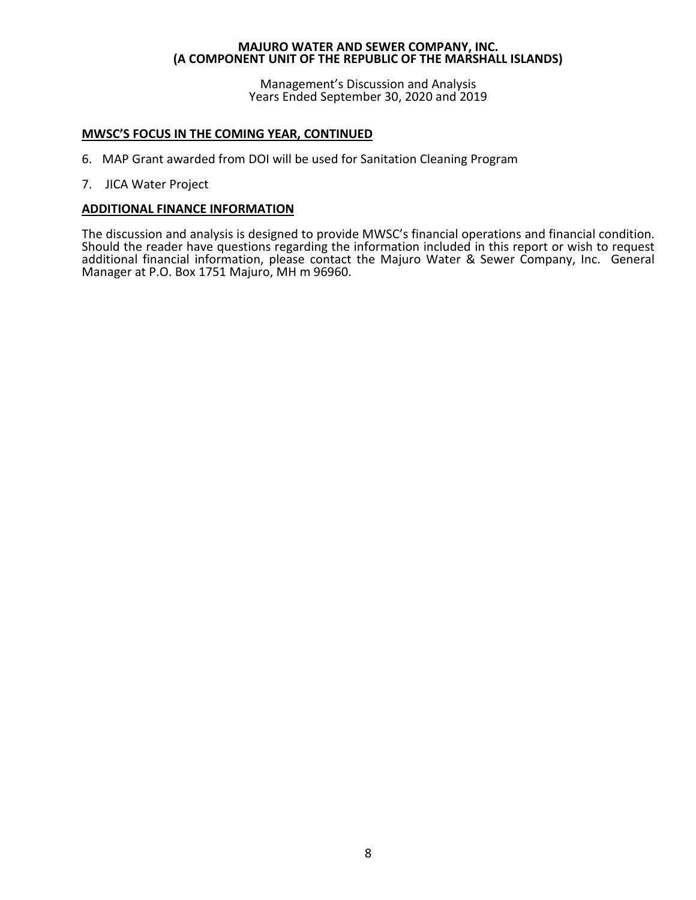## MWSC'S FOCUS IN THE COMING YEAR, CONTINUED

6. MAP Grant awarded from DOI will be used for Sanitation Cleaning Program

7. JICA Water Project

## ADDITIONAL FINANCE INFORMATION

The discussion and analysis is designed to provide MWSC's financial operations and financial condition. Should the reader have questions regarding the information included in this report or wish to request additional financial information, please contact the Majuro Water & Sewer Company, Inc. General Manager at P.O. Box 1751 Majuro, MH m 96960.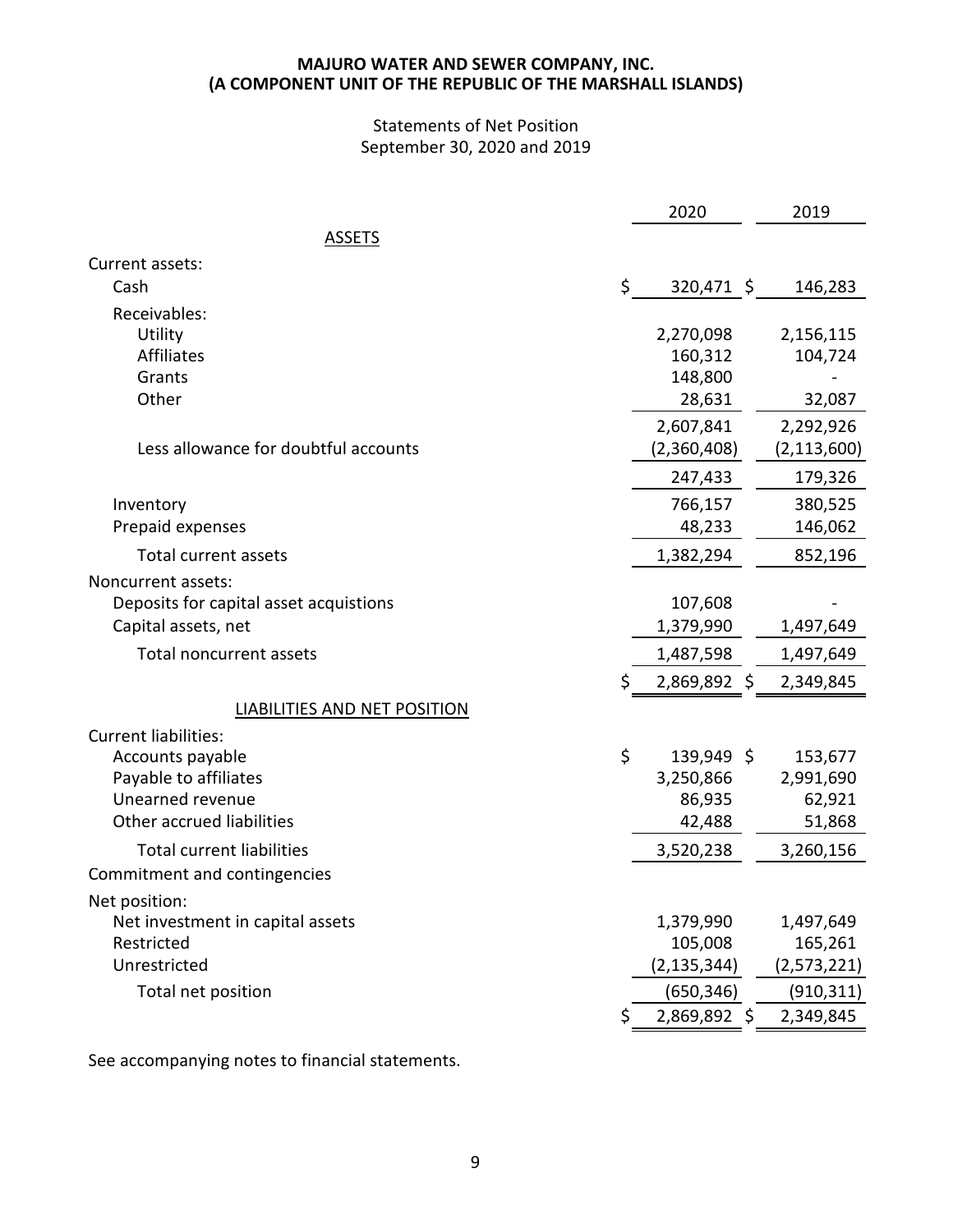**MAJURO WATER AND SEWER COMPANY, INC.**
**(A COMPONENT UNIT OF THE REPUBLIC OF THE MARSHALL ISLANDS)**

Statements of Net Position
September 30, 2020 and 2019

| | 2020 | 2019 |
|---|---|---|
| ASSETS | | |
| Current assets: | | |
| Cash | $ 320,471 | $ 146,283 |
| Receivables: | | |
| Utility | 2,270,098 | 2,156,115 |
| Affiliates | 160,312 | 104,724 |
| Grants | 148,800 | - |
| Other | 28,631 | 32,087 |
| | 2,607,841 | 2,292,926 |
| Less allowance for doubtful accounts | (2,360,408) | (2,113,600) |
| | 247,433 | 179,326 |
| Inventory | 766,157 | 380,525 |
| Prepaid expenses | 48,233 | 146,062 |
| Total current assets | 1,382,294 | 852,196 |
| Noncurrent assets: | | |
| Deposits for capital asset acquistions | 107,608 | - |
| Capital assets, net | 1,379,990 | 1,497,649 |
| Total noncurrent assets | 1,487,598 | 1,497,649 |
| | $ 2,869,892 | $ 2,349,845 |
| LIABILITIES AND NET POSITION | | |
| Current liabilities: | | |
| Accounts payable | $ 139,949 | $ 153,677 |
| Payable to affiliates | 3,250,866 | 2,991,690 |
| Unearned revenue | 86,935 | 62,921 |
| Other accrued liabilities | 42,488 | 51,868 |
| Total current liabilities | 3,520,238 | 3,260,156 |
| Commitment and contingencies | | |
| Net position: | | |
| Net investment in capital assets | 1,379,990 | 1,497,649 |
| Restricted | 105,008 | 165,261 |
| Unrestricted | (2,135,344) | (2,573,221) |
| Total net position | (650,346) | (910,311) |
| | $ 2,869,892 | $ 2,349,845 |

See accompanying notes to financial statements.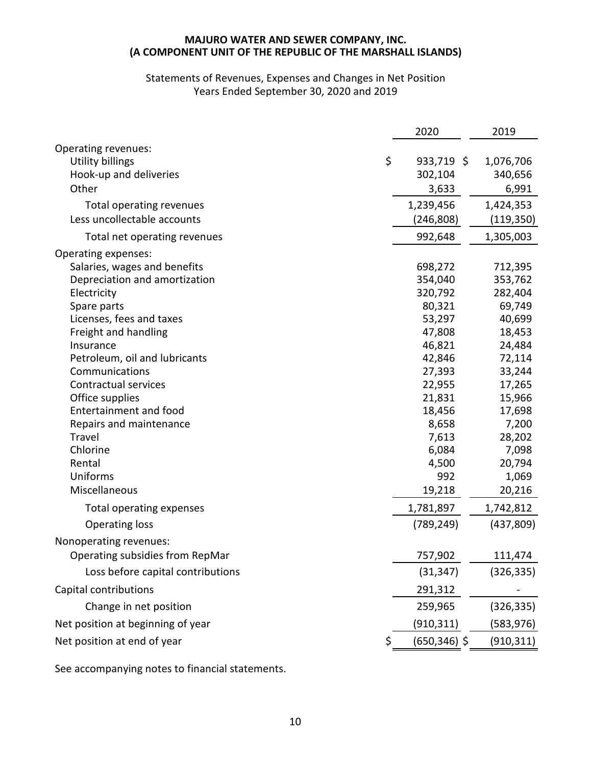**MAJURO WATER AND SEWER COMPANY, INC.**
**(A COMPONENT UNIT OF THE REPUBLIC OF THE MARSHALL ISLANDS)**

Statements of Revenues, Expenses and Changes in Net Position
Years Ended September 30, 2020 and 2019

| | 2020 | 2019 |
|---|---|---|
| Operating revenues: | | |
| Utility billings | $ 933,719 | $ 1,076,706 |
| Hook-up and deliveries | 302,104 | 340,656 |
| Other | 3,633 | 6,991 |
| Total operating revenues | 1,239,456 | 1,424,353 |
| Less uncollectable accounts | (246,808) | (119,350) |
| Total net operating revenues | 992,648 | 1,305,003 |
| Operating expenses: | | |
| Salaries, wages and benefits | 698,272 | 712,395 |
| Depreciation and amortization | 354,040 | 353,762 |
| Electricity | 320,792 | 282,404 |
| Spare parts | 80,321 | 69,749 |
| Licenses, fees and taxes | 53,297 | 40,699 |
| Freight and handling | 47,808 | 18,453 |
| Insurance | 46,821 | 24,484 |
| Petroleum, oil and lubricants | 42,846 | 72,114 |
| Communications | 27,393 | 33,244 |
| Contractual services | 22,955 | 17,265 |
| Office supplies | 21,831 | 15,966 |
| Entertainment and food | 18,456 | 17,698 |
| Repairs and maintenance | 8,658 | 7,200 |
| Travel | 7,613 | 28,202 |
| Chlorine | 6,084 | 7,098 |
| Rental | 4,500 | 20,794 |
| Uniforms | 992 | 1,069 |
| Miscellaneous | 19,218 | 20,216 |
| Total operating expenses | 1,781,897 | 1,742,812 |
| Operating loss | (789,249) | (437,809) |
| Nonoperating revenues: | | |
| Operating subsidies from RepMar | 757,902 | 111,474 |
| Loss before capital contributions | (31,347) | (326,335) |
| Capital contributions | 291,312 | - |
| Change in net position | 259,965 | (326,335) |
| Net position at beginning of year | (910,311) | (583,976) |
| Net position at end of year | $ (650,346) | $ (910,311) |

See accompanying notes to financial statements.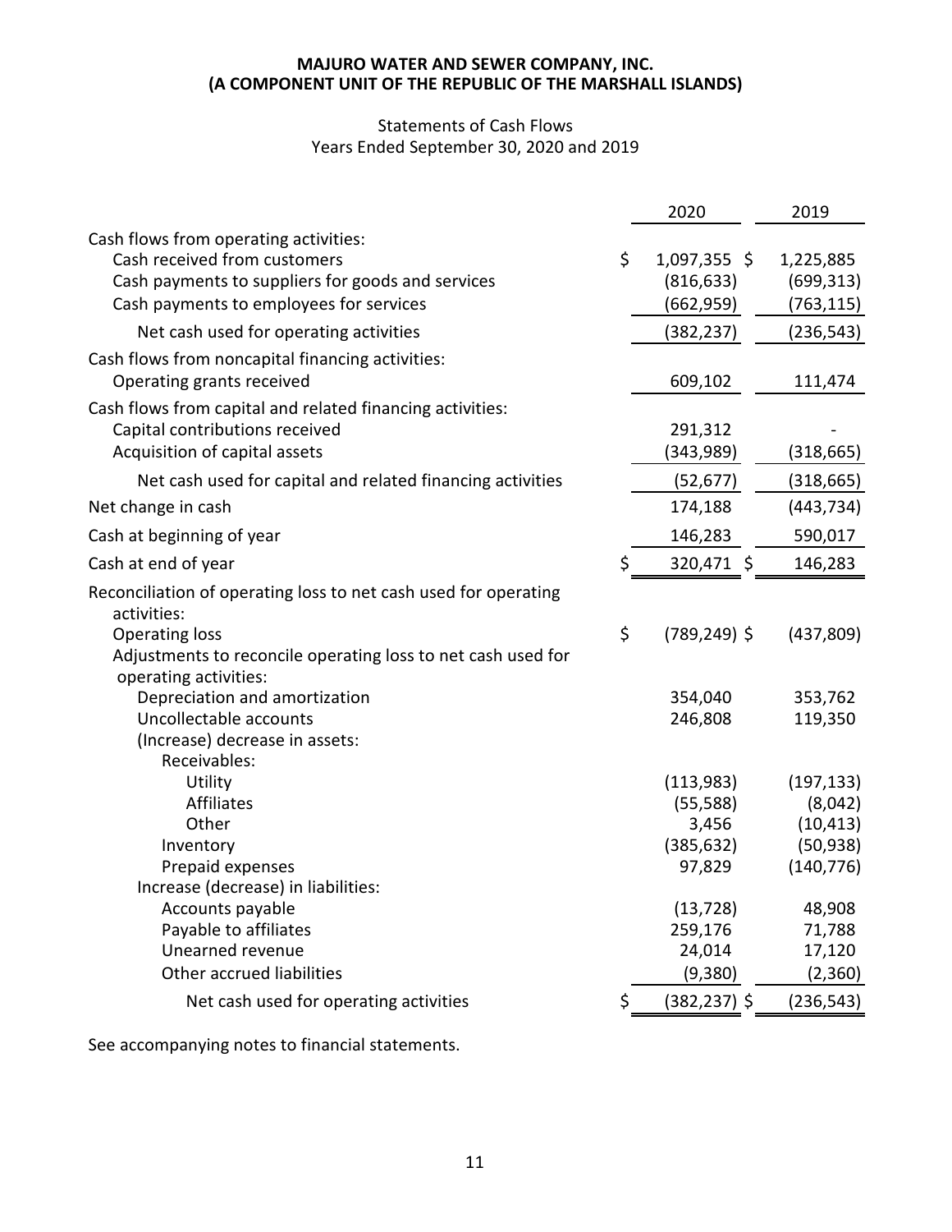**MAJURO WATER AND SEWER COMPANY, INC.**
**(A COMPONENT UNIT OF THE REPUBLIC OF THE MARSHALL ISLANDS)**

Statements of Cash Flows
Years Ended September 30, 2020 and 2019

| | 2020 | 2019 |
|---|---|---|
| Cash flows from operating activities: | | |
| Cash received from customers | $ 1,097,355 | $ 1,225,885 |
| Cash payments to suppliers for goods and services | (816,633) | (699,313) |
| Cash payments to employees for services | (662,959) | (763,115) |
| Net cash used for operating activities | (382,237) | (236,543) |
| Cash flows from noncapital financing activities: | | |
| Operating grants received | 609,102 | 111,474 |
| Cash flows from capital and related financing activities: | | |
| Capital contributions received | 291,312 | - |
| Acquisition of capital assets | (343,989) | (318,665) |
| Net cash used for capital and related financing activities | (52,677) | (318,665) |
| Net change in cash | 174,188 | (443,734) |
| Cash at beginning of year | 146,283 | 590,017 |
| Cash at end of year | $ 320,471 | $ 146,283 |
| Reconciliation of operating loss to net cash used for operating activities: | | |
| Operating loss | $ (789,249) | $ (437,809) |
| Adjustments to reconcile operating loss to net cash used for operating activities: | | |
| Depreciation and amortization | 354,040 | 353,762 |
| Uncollectable accounts | 246,808 | 119,350 |
| (Increase) decrease in assets: | | |
| Receivables: | | |
| Utility | (113,983) | (197,133) |
| Affiliates | (55,588) | (8,042) |
| Other | 3,456 | (10,413) |
| Inventory | (385,632) | (50,938) |
| Prepaid expenses | 97,829 | (140,776) |
| Increase (decrease) in liabilities: | | |
| Accounts payable | (13,728) | 48,908 |
| Payable to affiliates | 259,176 | 71,788 |
| Unearned revenue | 24,014 | 17,120 |
| Other accrued liabilities | (9,380) | (2,360) |
| Net cash used for operating activities | $ (382,237) | $ (236,543) |

See accompanying notes to financial statements.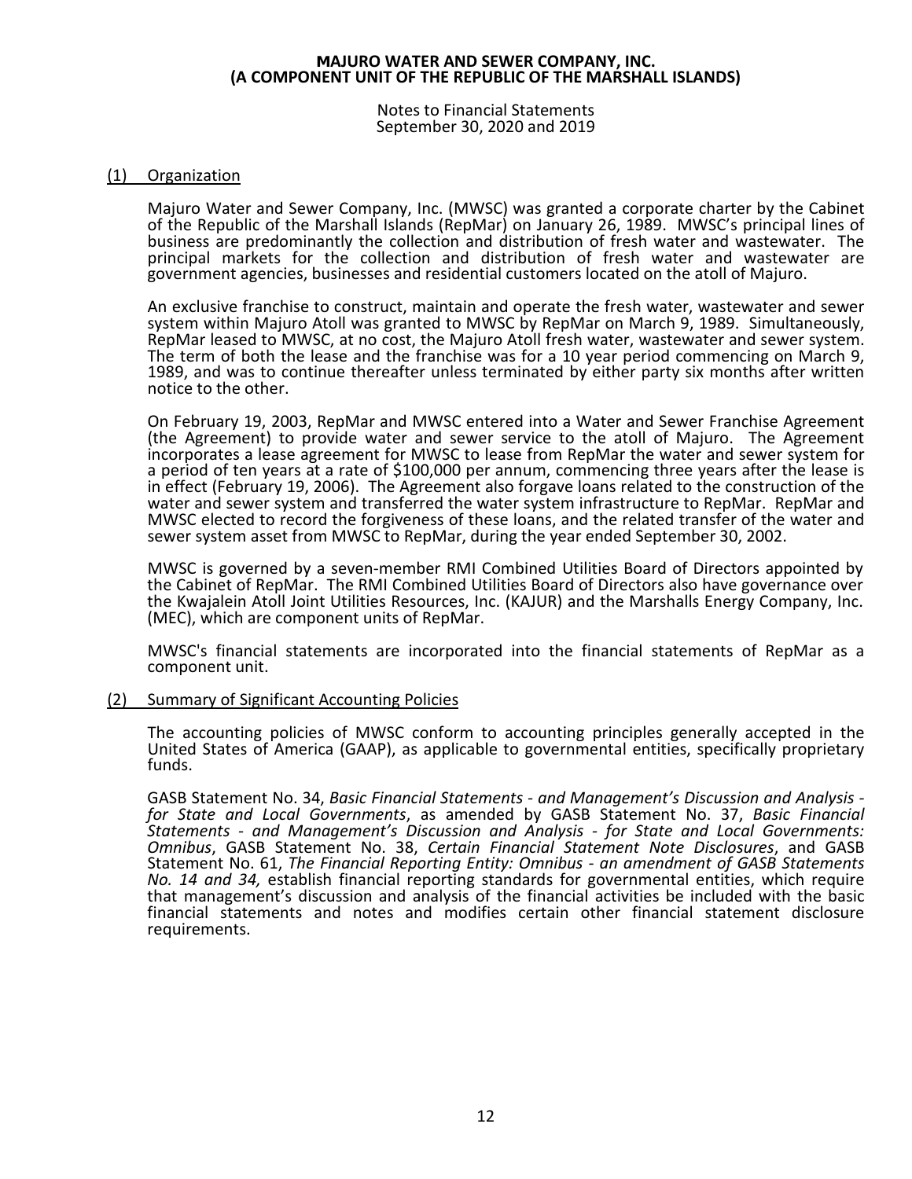**MAJURO WATER AND SEWER COMPANY, INC.**
**(A COMPONENT UNIT OF THE REPUBLIC OF THE MARSHALL ISLANDS)**

Notes to Financial Statements
September 30, 2020 and 2019

## (1) Organization

Majuro Water and Sewer Company, Inc. (MWSC) was granted a corporate charter by the Cabinet of the Republic of the Marshall Islands (RepMar) on January 26, 1989. MWSC's principal lines of business are predominantly the collection and distribution of fresh water and wastewater. The principal markets for the collection and distribution of fresh water and wastewater are government agencies, businesses and residential customers located on the atoll of Majuro.

An exclusive franchise to construct, maintain and operate the fresh water, wastewater and sewer system within Majuro Atoll was granted to MWSC by RepMar on March 9, 1989. Simultaneously, RepMar leased to MWSC, at no cost, the Majuro Atoll fresh water, wastewater and sewer system. The term of both the lease and the franchise was for a 10 year period commencing on March 9, 1989, and was to continue thereafter unless terminated by either party six months after written notice to the other.

On February 19, 2003, RepMar and MWSC entered into a Water and Sewer Franchise Agreement (the Agreement) to provide water and sewer service to the atoll of Majuro. The Agreement incorporates a lease agreement for MWSC to lease from RepMar the water and sewer system for a period of ten years at a rate of $100,000 per annum, commencing three years after the lease is in effect (February 19, 2006). The Agreement also forgave loans related to the construction of the water and sewer system and transferred the water system infrastructure to RepMar. RepMar and MWSC elected to record the forgiveness of these loans, and the related transfer of the water and sewer system asset from MWSC to RepMar, during the year ended September 30, 2002.

MWSC is governed by a seven-member RMI Combined Utilities Board of Directors appointed by the Cabinet of RepMar. The RMI Combined Utilities Board of Directors also have governance over the Kwajalein Atoll Joint Utilities Resources, Inc. (KAJUR) and the Marshalls Energy Company, Inc. (MEC), which are component units of RepMar.

MWSC's financial statements are incorporated into the financial statements of RepMar as a component unit.

## (2) Summary of Significant Accounting Policies

The accounting policies of MWSC conform to accounting principles generally accepted in the United States of America (GAAP), as applicable to governmental entities, specifically proprietary funds.

GASB Statement No. 34, *Basic Financial Statements - and Management's Discussion and Analysis - for State and Local Governments*, as amended by GASB Statement No. 37, *Basic Financial Statements - and Management's Discussion and Analysis - for State and Local Governments: Omnibus*, GASB Statement No. 38, *Certain Financial Statement Note Disclosures*, and GASB Statement No. 61, *The Financial Reporting Entity: Omnibus - an amendment of GASB Statements No. 14 and 34,* establish financial reporting standards for governmental entities, which require that management's discussion and analysis of the financial activities be included with the basic financial statements and notes and modifies certain other financial statement disclosure requirements.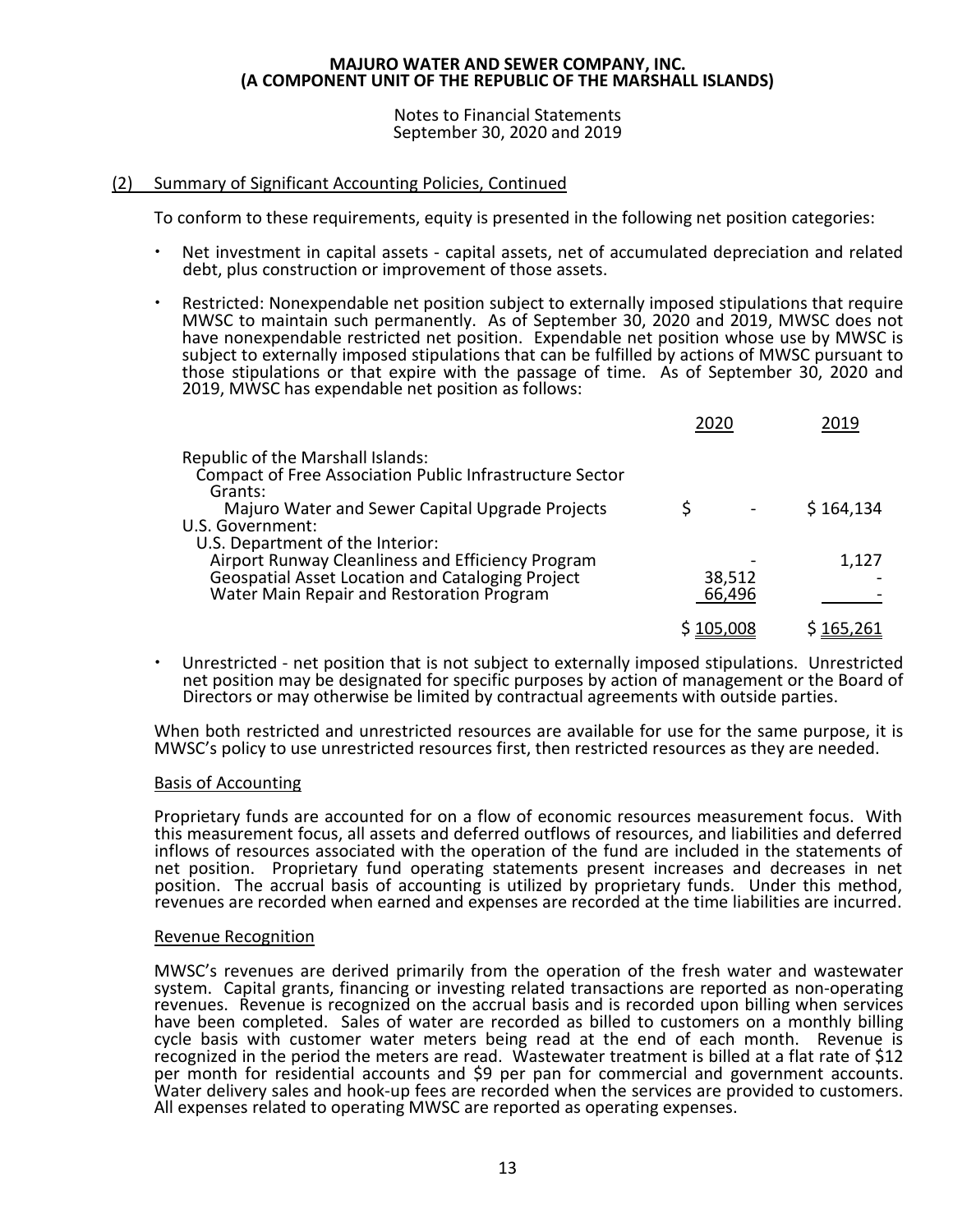## (2) Summary of Significant Accounting Policies, Continued

To conform to these requirements, equity is presented in the following net position categories:

- Net investment in capital assets - capital assets, net of accumulated depreciation and related debt, plus construction or improvement of those assets.

- Restricted: Nonexpendable net position subject to externally imposed stipulations that require MWSC to maintain such permanently. As of September 30, 2020 and 2019, MWSC does not have nonexpendable restricted net position. Expendable net position whose use by MWSC is subject to externally imposed stipulations that can be fulfilled by actions of MWSC pursuant to those stipulations or that expire with the passage of time. As of September 30, 2020 and 2019, MWSC has expendable net position as follows:

| | 2020 | 2019 |
|---|---|---|
| Republic of the Marshall Islands: | | |
| Compact of Free Association Public Infrastructure Sector Grants: | | |
| Majuro Water and Sewer Capital Upgrade Projects | $ - | $ 164,134 |
| U.S. Government: | | |
| U.S. Department of the Interior: | | |
| Airport Runway Cleanliness and Efficiency Program | - | 1,127 |
| Geospatial Asset Location and Cataloging Project | 38,512 | - |
| Water Main Repair and Restoration Program | 66,496 | - |
| | $ 105,008 | $ 165,261 |

- Unrestricted - net position that is not subject to externally imposed stipulations. Unrestricted net position may be designated for specific purposes by action of management or the Board of Directors or may otherwise be limited by contractual agreements with outside parties.

When both restricted and unrestricted resources are available for use for the same purpose, it is MWSC's policy to use unrestricted resources first, then restricted resources as they are needed.

### Basis of Accounting

Proprietary funds are accounted for on a flow of economic resources measurement focus. With this measurement focus, all assets and deferred outflows of resources, and liabilities and deferred inflows of resources associated with the operation of the fund are included in the statements of net position. Proprietary fund operating statements present increases and decreases in net position. The accrual basis of accounting is utilized by proprietary funds. Under this method, revenues are recorded when earned and expenses are recorded at the time liabilities are incurred.

### Revenue Recognition

MWSC's revenues are derived primarily from the operation of the fresh water and wastewater system. Capital grants, financing or investing related transactions are reported as non-operating revenues. Revenue is recognized on the accrual basis and is recorded upon billing when services have been completed. Sales of water are recorded as billed to customers on a monthly billing cycle basis with customer water meters being read at the end of each month. Revenue is recognized in the period the meters are read. Wastewater treatment is billed at a flat rate of $12 per month for residential accounts and $9 per pan for commercial and government accounts. Water delivery sales and hook-up fees are recorded when the services are provided to customers. All expenses related to operating MWSC are reported as operating expenses.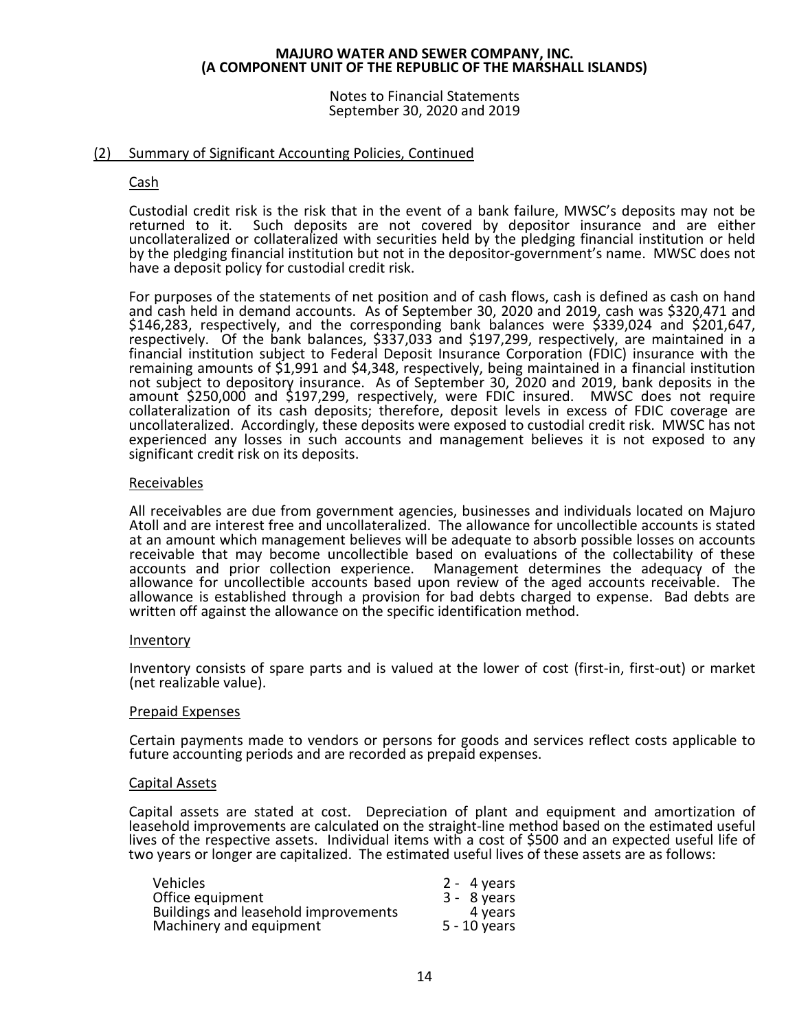## (2) Summary of Significant Accounting Policies, Continued

### Cash

Custodial credit risk is the risk that in the event of a bank failure, MWSC's deposits may not be returned to it. Such deposits are not covered by depositor insurance and are either uncollateralized or collateralized with securities held by the pledging financial institution or held by the pledging financial institution but not in the depositor-government's name. MWSC does not have a deposit policy for custodial credit risk.

For purposes of the statements of net position and of cash flows, cash is defined as cash on hand and cash held in demand accounts. As of September 30, 2020 and 2019, cash was $320,471 and $146,283, respectively, and the corresponding bank balances were $339,024 and $201,647, respectively. Of the bank balances, $337,033 and $197,299, respectively, are maintained in a financial institution subject to Federal Deposit Insurance Corporation (FDIC) insurance with the remaining amounts of $1,991 and $4,348, respectively, being maintained in a financial institution not subject to depository insurance. As of September 30, 2020 and 2019, bank deposits in the amount $250,000 and $197,299, respectively, were FDIC insured. MWSC does not require collateralization of its cash deposits; therefore, deposit levels in excess of FDIC coverage are uncollateralized. Accordingly, these deposits were exposed to custodial credit risk. MWSC has not experienced any losses in such accounts and management believes it is not exposed to any significant credit risk on its deposits.

### Receivables

All receivables are due from government agencies, businesses and individuals located on Majuro Atoll and are interest free and uncollateralized. The allowance for uncollectible accounts is stated at an amount which management believes will be adequate to absorb possible losses on accounts receivable that may become uncollectible based on evaluations of the collectability of these accounts and prior collection experience. Management determines the adequacy of the allowance for uncollectible accounts based upon review of the aged accounts receivable. The allowance is established through a provision for bad debts charged to expense. Bad debts are written off against the allowance on the specific identification method.

### Inventory

Inventory consists of spare parts and is valued at the lower of cost (first-in, first-out) or market (net realizable value).

### Prepaid Expenses

Certain payments made to vendors or persons for goods and services reflect costs applicable to future accounting periods and are recorded as prepaid expenses.

### Capital Assets

Capital assets are stated at cost. Depreciation of plant and equipment and amortization of leasehold improvements are calculated on the straight-line method based on the estimated useful lives of the respective assets. Individual items with a cost of $500 and an expected useful life of two years or longer are capitalized. The estimated useful lives of these assets are as follows:

| | |
|---|---|
| Vehicles | 2 - 4 years |
| Office equipment | 3 - 8 years |
| Buildings and leasehold improvements | 4 years |
| Machinery and equipment | 5 - 10 years |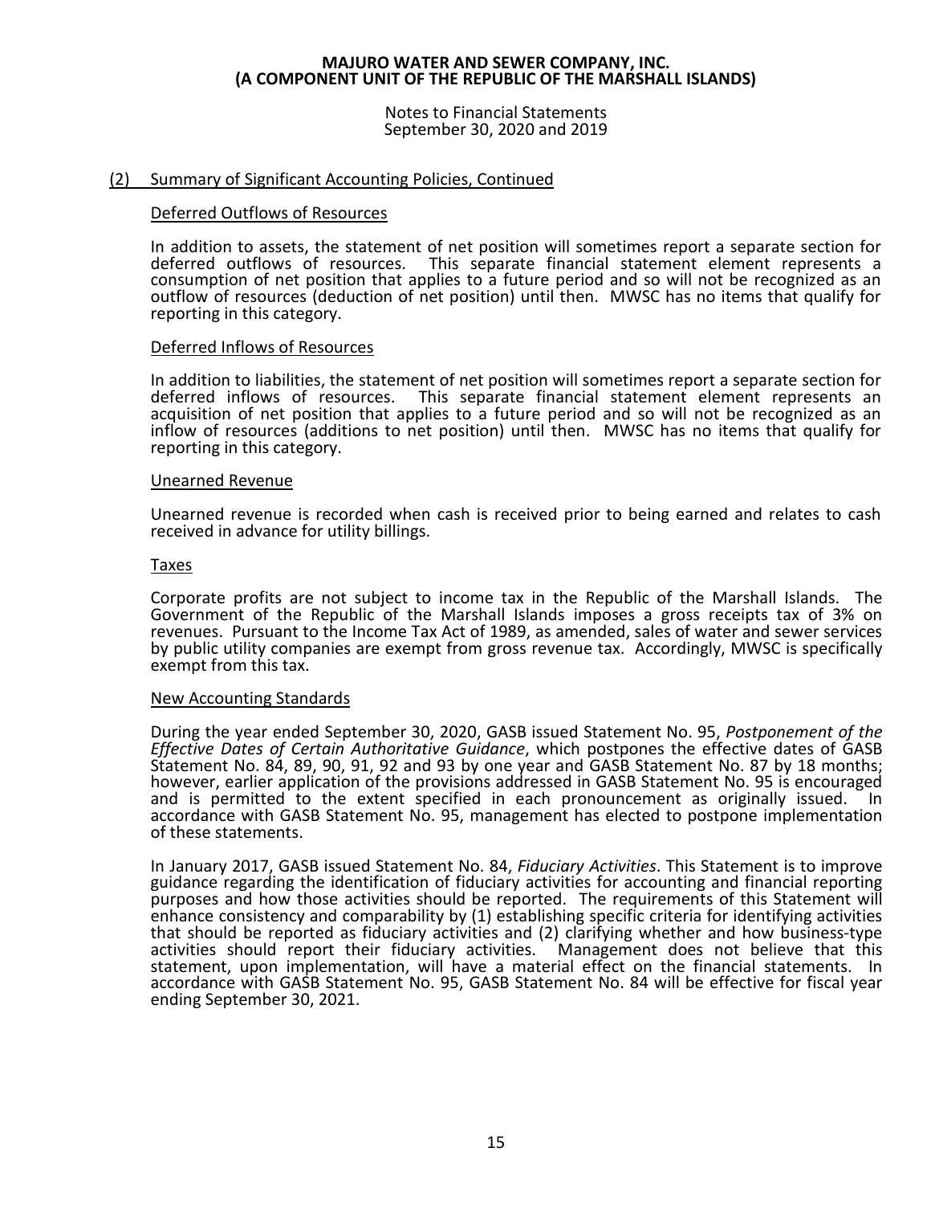## (2) Summary of Significant Accounting Policies, Continued

### Deferred Outflows of Resources

In addition to assets, the statement of net position will sometimes report a separate section for deferred outflows of resources. This separate financial statement element represents a consumption of net position that applies to a future period and so will not be recognized as an outflow of resources (deduction of net position) until then. MWSC has no items that qualify for reporting in this category.

### Deferred Inflows of Resources

In addition to liabilities, the statement of net position will sometimes report a separate section for deferred inflows of resources. This separate financial statement element represents an acquisition of net position that applies to a future period and so will not be recognized as an inflow of resources (additions to net position) until then. MWSC has no items that qualify for reporting in this category.

### Unearned Revenue

Unearned revenue is recorded when cash is received prior to being earned and relates to cash received in advance for utility billings.

### Taxes

Corporate profits are not subject to income tax in the Republic of the Marshall Islands. The Government of the Republic of the Marshall Islands imposes a gross receipts tax of 3% on revenues. Pursuant to the Income Tax Act of 1989, as amended, sales of water and sewer services by public utility companies are exempt from gross revenue tax. Accordingly, MWSC is specifically exempt from this tax.

### New Accounting Standards

During the year ended September 30, 2020, GASB issued Statement No. 95, *Postponement of the Effective Dates of Certain Authoritative Guidance*, which postpones the effective dates of GASB Statement No. 84, 89, 90, 91, 92 and 93 by one year and GASB Statement No. 87 by 18 months; however, earlier application of the provisions addressed in GASB Statement No. 95 is encouraged and is permitted to the extent specified in each pronouncement as originally issued. In accordance with GASB Statement No. 95, management has elected to postpone implementation of these statements.

In January 2017, GASB issued Statement No. 84, *Fiduciary Activities*. This Statement is to improve guidance regarding the identification of fiduciary activities for accounting and financial reporting purposes and how those activities should be reported. The requirements of this Statement will enhance consistency and comparability by (1) establishing specific criteria for identifying activities that should be reported as fiduciary activities and (2) clarifying whether and how business-type activities should report their fiduciary activities. Management does not believe that this statement, upon implementation, will have a material effect on the financial statements. In accordance with GASB Statement No. 95, GASB Statement No. 84 will be effective for fiscal year ending September 30, 2021.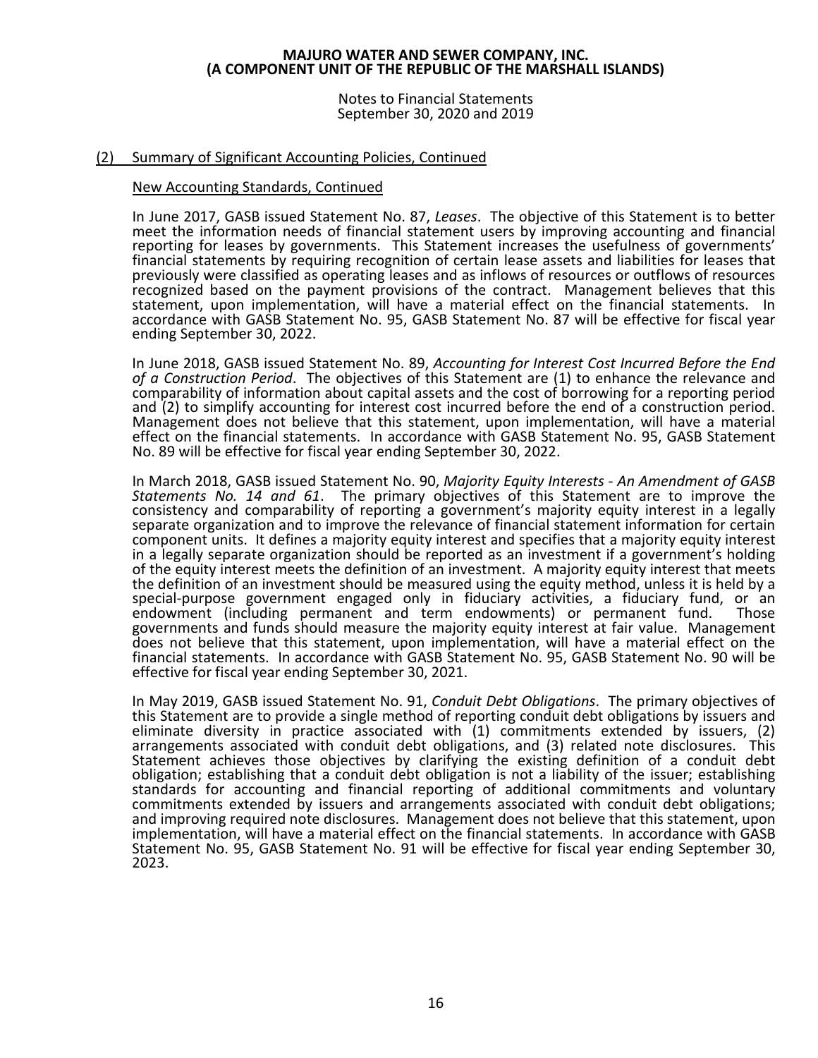## (2) Summary of Significant Accounting Policies, Continued

### New Accounting Standards, Continued

In June 2017, GASB issued Statement No. 87, *Leases*. The objective of this Statement is to better meet the information needs of financial statement users by improving accounting and financial reporting for leases by governments. This Statement increases the usefulness of governments' financial statements by requiring recognition of certain lease assets and liabilities for leases that previously were classified as operating leases and as inflows of resources or outflows of resources recognized based on the payment provisions of the contract. Management believes that this statement, upon implementation, will have a material effect on the financial statements. In accordance with GASB Statement No. 95, GASB Statement No. 87 will be effective for fiscal year ending September 30, 2022.

In June 2018, GASB issued Statement No. 89, *Accounting for Interest Cost Incurred Before the End of a Construction Period*. The objectives of this Statement are (1) to enhance the relevance and comparability of information about capital assets and the cost of borrowing for a reporting period and (2) to simplify accounting for interest cost incurred before the end of a construction period. Management does not believe that this statement, upon implementation, will have a material effect on the financial statements. In accordance with GASB Statement No. 95, GASB Statement No. 89 will be effective for fiscal year ending September 30, 2022.

In March 2018, GASB issued Statement No. 90, *Majority Equity Interests - An Amendment of GASB Statements No. 14 and 61*. The primary objectives of this Statement are to improve the consistency and comparability of reporting a government's majority equity interest in a legally separate organization and to improve the relevance of financial statement information for certain component units. It defines a majority equity interest and specifies that a majority equity interest in a legally separate organization should be reported as an investment if a government's holding of the equity interest meets the definition of an investment. A majority equity interest that meets the definition of an investment should be measured using the equity method, unless it is held by a special-purpose government engaged only in fiduciary activities, a fiduciary fund, or an endowment (including permanent and term endowments) or permanent fund. Those governments and funds should measure the majority equity interest at fair value. Management does not believe that this statement, upon implementation, will have a material effect on the financial statements. In accordance with GASB Statement No. 95, GASB Statement No. 90 will be effective for fiscal year ending September 30, 2021.

In May 2019, GASB issued Statement No. 91, *Conduit Debt Obligations*. The primary objectives of this Statement are to provide a single method of reporting conduit debt obligations by issuers and eliminate diversity in practice associated with (1) commitments extended by issuers, (2) arrangements associated with conduit debt obligations, and (3) related note disclosures. This Statement achieves those objectives by clarifying the existing definition of a conduit debt obligation; establishing that a conduit debt obligation is not a liability of the issuer; establishing standards for accounting and financial reporting of additional commitments and voluntary commitments extended by issuers and arrangements associated with conduit debt obligations; and improving required note disclosures. Management does not believe that this statement, upon implementation, will have a material effect on the financial statements. In accordance with GASB Statement No. 95, GASB Statement No. 91 will be effective for fiscal year ending September 30, 2023.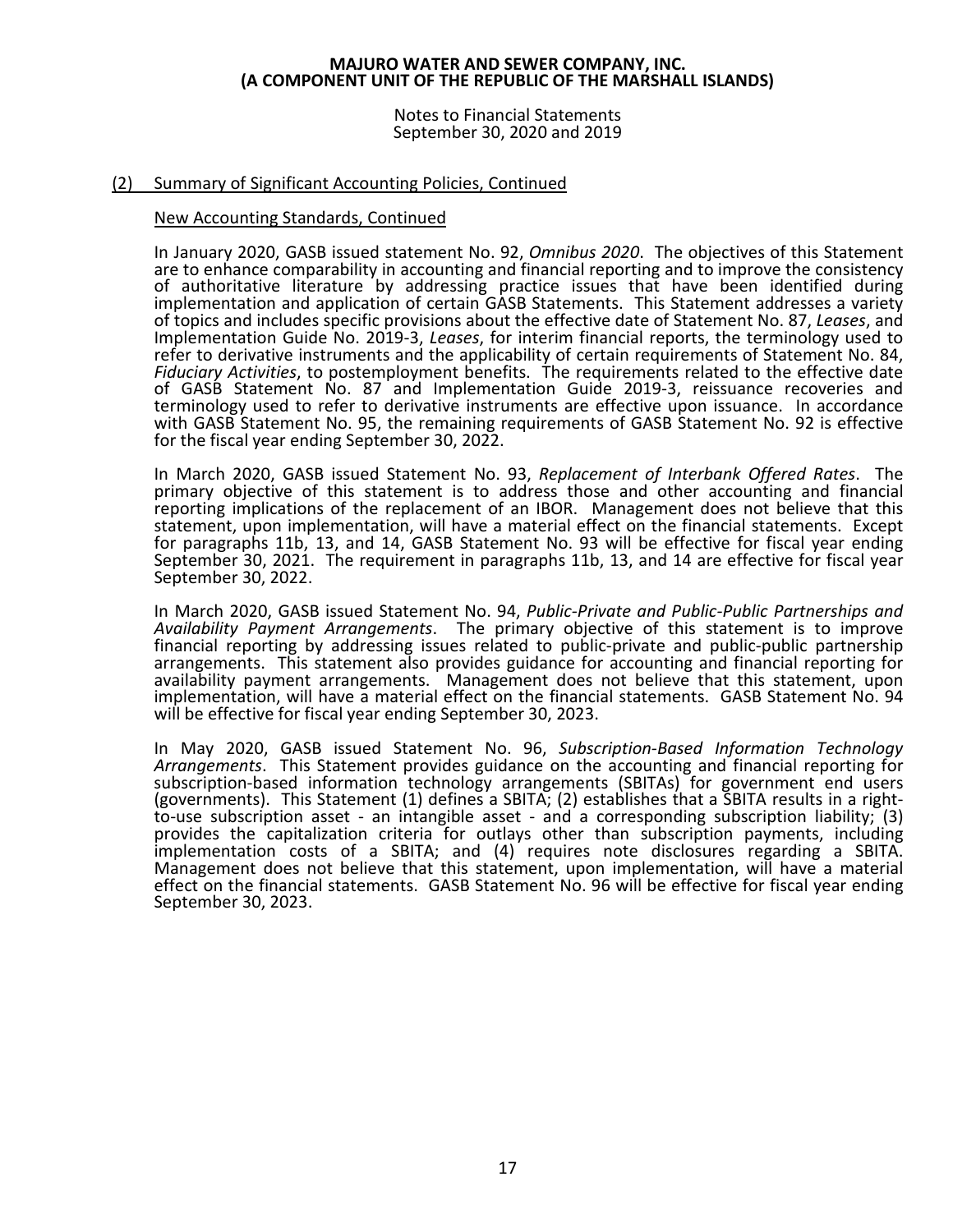## (2) Summary of Significant Accounting Policies, Continued

### New Accounting Standards, Continued

In January 2020, GASB issued statement No. 92, *Omnibus 2020*. The objectives of this Statement are to enhance comparability in accounting and financial reporting and to improve the consistency of authoritative literature by addressing practice issues that have been identified during implementation and application of certain GASB Statements. This Statement addresses a variety of topics and includes specific provisions about the effective date of Statement No. 87, *Leases*, and Implementation Guide No. 2019-3, *Leases*, for interim financial reports, the terminology used to refer to derivative instruments and the applicability of certain requirements of Statement No. 84, *Fiduciary Activities*, to postemployment benefits. The requirements related to the effective date of GASB Statement No. 87 and Implementation Guide 2019-3, reissuance recoveries and terminology used to refer to derivative instruments are effective upon issuance. In accordance with GASB Statement No. 95, the remaining requirements of GASB Statement No. 92 is effective for the fiscal year ending September 30, 2022.

In March 2020, GASB issued Statement No. 93, *Replacement of Interbank Offered Rates*. The primary objective of this statement is to address those and other accounting and financial reporting implications of the replacement of an IBOR. Management does not believe that this statement, upon implementation, will have a material effect on the financial statements. Except for paragraphs 11b, 13, and 14, GASB Statement No. 93 will be effective for fiscal year ending September 30, 2021. The requirement in paragraphs 11b, 13, and 14 are effective for fiscal year September 30, 2022.

In March 2020, GASB issued Statement No. 94, *Public-Private and Public-Public Partnerships and Availability Payment Arrangements*. The primary objective of this statement is to improve financial reporting by addressing issues related to public-private and public-public partnership arrangements. This statement also provides guidance for accounting and financial reporting for availability payment arrangements. Management does not believe that this statement, upon implementation, will have a material effect on the financial statements. GASB Statement No. 94 will be effective for fiscal year ending September 30, 2023.

In May 2020, GASB issued Statement No. 96, *Subscription-Based Information Technology Arrangements*. This Statement provides guidance on the accounting and financial reporting for subscription-based information technology arrangements (SBITAs) for government end users (governments). This Statement (1) defines a SBITA; (2) establishes that a SBITA results in a right-to-use subscription asset - an intangible asset - and a corresponding subscription liability; (3) provides the capitalization criteria for outlays other than subscription payments, including implementation costs of a SBITA; and (4) requires note disclosures regarding a SBITA. Management does not believe that this statement, upon implementation, will have a material effect on the financial statements. GASB Statement No. 96 will be effective for fiscal year ending September 30, 2023.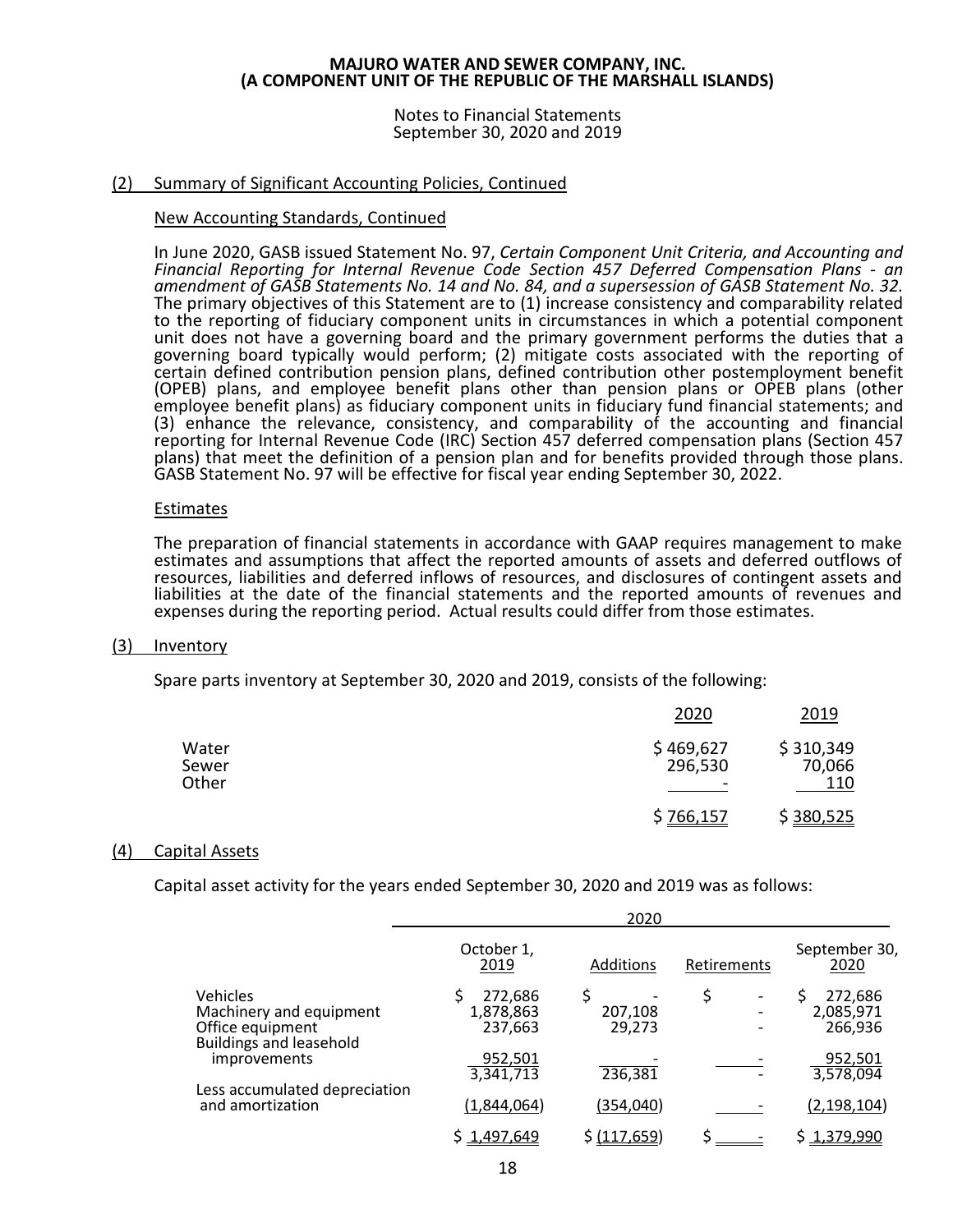## (2) Summary of Significant Accounting Policies, Continued

### New Accounting Standards, Continued

In June 2020, GASB issued Statement No. 97, *Certain Component Unit Criteria, and Accounting and Financial Reporting for Internal Revenue Code Section 457 Deferred Compensation Plans - an amendment of GASB Statements No. 14 and No. 84, and a supersession of GASB Statement No. 32.* The primary objectives of this Statement are to (1) increase consistency and comparability related to the reporting of fiduciary component units in circumstances in which a potential component unit does not have a governing board and the primary government performs the duties that a governing board typically would perform; (2) mitigate costs associated with the reporting of certain defined contribution pension plans, defined contribution other postemployment benefit (OPEB) plans, and employee benefit plans other than pension plans or OPEB plans (other employee benefit plans) as fiduciary component units in fiduciary fund financial statements; and (3) enhance the relevance, consistency, and comparability of the accounting and financial reporting for Internal Revenue Code (IRC) Section 457 deferred compensation plans (Section 457 plans) that meet the definition of a pension plan and for benefits provided through those plans. GASB Statement No. 97 will be effective for fiscal year ending September 30, 2022.

### Estimates

The preparation of financial statements in accordance with GAAP requires management to make estimates and assumptions that affect the reported amounts of assets and deferred outflows of resources, liabilities and deferred inflows of resources, and disclosures of contingent assets and liabilities at the date of the financial statements and the reported amounts of revenues and expenses during the reporting period. Actual results could differ from those estimates.

## (3) Inventory

Spare parts inventory at September 30, 2020 and 2019, consists of the following:

| | 2020 | 2019 |
|---|---|---|
| Water | $ 469,627 | $ 310,349 |
| Sewer | 296,530 | 70,066 |
| Other | - | 110 |
| | $ 766,157 | $ 380,525 |

## (4) Capital Assets

Capital asset activity for the years ended September 30, 2020 and 2019 was as follows:

| | 2020 | | | |
|---|---|---|---|---|
| | October 1, 2019 | Additions | Retirements | September 30, 2020 |
| Vehicles | $ 272,686 | $ - | $ - | $ 272,686 |
| Machinery and equipment | 1,878,863 | 207,108 | - | 2,085,971 |
| Office equipment | 237,663 | 29,273 | - | 266,936 |
| Buildings and leasehold improvements | 952,501 | - | - | 952,501 |
| | 3,341,713 | 236,381 | - | 3,578,094 |
| Less accumulated depreciation and amortization | (1,844,064) | (354,040) | - | (2,198,104) |
| | $ 1,497,649 | $ (117,659) | $ - | $ 1,379,990 |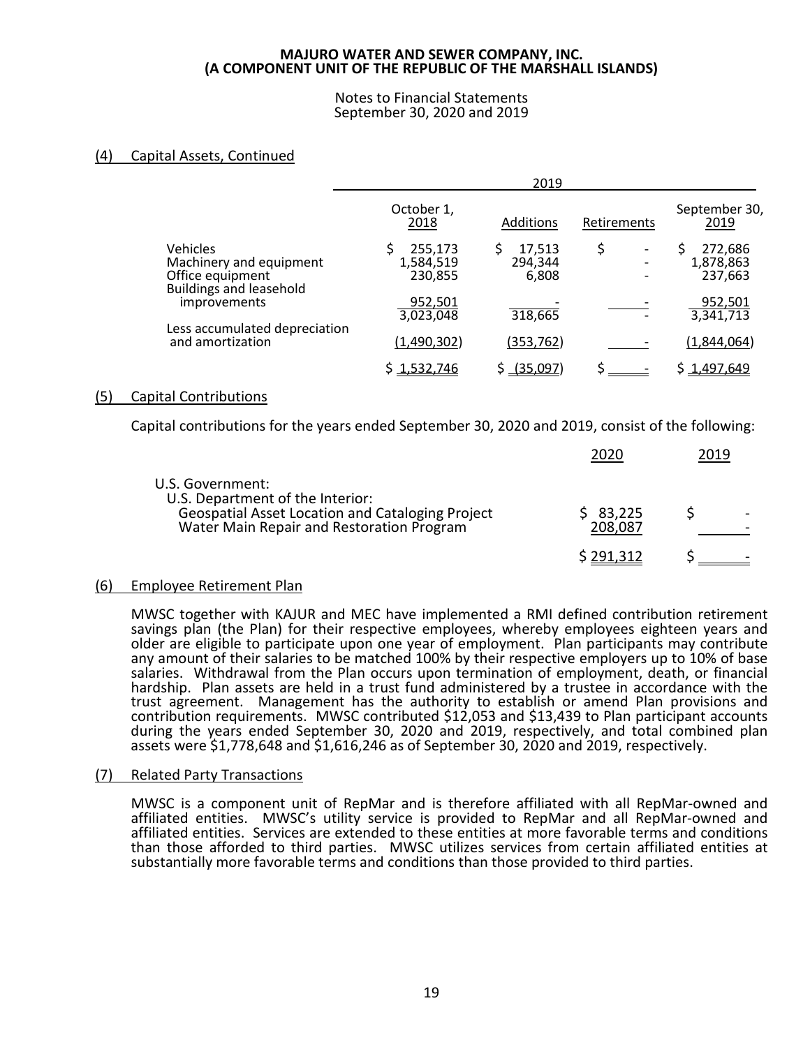MAJURO WATER AND SEWER COMPANY, INC.
(A COMPONENT UNIT OF THE REPUBLIC OF THE MARSHALL ISLANDS)

Notes to Financial Statements
September 30, 2020 and 2019

## (4) Capital Assets, Continued

| | 2019 | | | |
|---|---|---|---|---|
| | October 1, 2018 | Additions | Retirements | September 30, 2019 |
| Vehicles | $ 255,173 | $ 17,513 | $ - | $ 272,686 |
| Machinery and equipment | 1,584,519 | 294,344 | - | 1,878,863 |
| Office equipment | 230,855 | 6,808 | - | 237,663 |
| Buildings and leasehold improvements | 952,501 | - | - | 952,501 |
| | 3,023,048 | 318,665 | - | 3,341,713 |
| Less accumulated depreciation and amortization | (1,490,302) | (353,762) | - | (1,844,064) |
| | $ 1,532,746 | $ (35,097) | $ - | $ 1,497,649 |

## (5) Capital Contributions

Capital contributions for the years ended September 30, 2020 and 2019, consist of the following:

| | 2020 | 2019 |
|---|---|---|
| U.S. Government: | | |
| U.S. Department of the Interior: | | |
| Geospatial Asset Location and Cataloging Project | $ 83,225 | $ - |
| Water Main Repair and Restoration Program | 208,087 | - |
| | $ 291,312 | $ - |

## (6) Employee Retirement Plan

MWSC together with KAJUR and MEC have implemented a RMI defined contribution retirement savings plan (the Plan) for their respective employees, whereby employees eighteen years and older are eligible to participate upon one year of employment. Plan participants may contribute any amount of their salaries to be matched 100% by their respective employers up to 10% of base salaries. Withdrawal from the Plan occurs upon termination of employment, death, or financial hardship. Plan assets are held in a trust fund administered by a trustee in accordance with the trust agreement. Management has the authority to establish or amend Plan provisions and contribution requirements. MWSC contributed $12,053 and $13,439 to Plan participant accounts during the years ended September 30, 2020 and 2019, respectively, and total combined plan assets were $1,778,648 and $1,616,246 as of September 30, 2020 and 2019, respectively.

## (7) Related Party Transactions

MWSC is a component unit of RepMar and is therefore affiliated with all RepMar-owned and affiliated entities. MWSC's utility service is provided to RepMar and all RepMar-owned and affiliated entities. Services are extended to these entities at more favorable terms and conditions than those afforded to third parties. MWSC utilizes services from certain affiliated entities at substantially more favorable terms and conditions than those provided to third parties.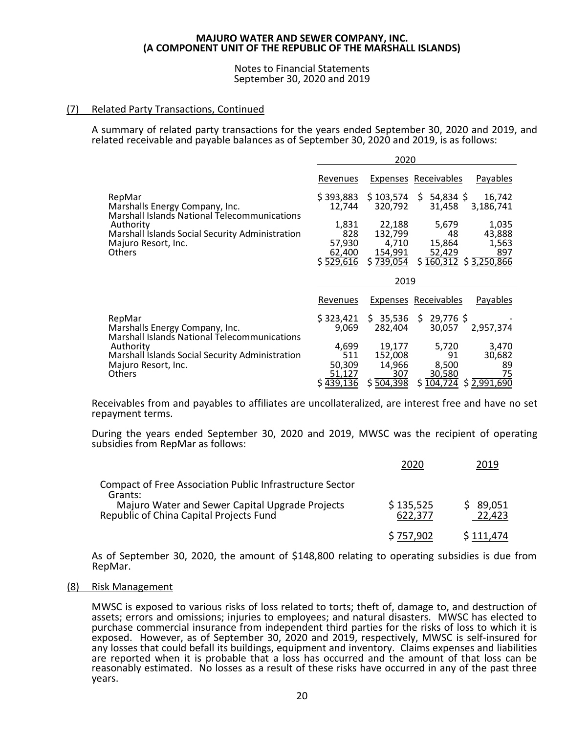**MAJURO WATER AND SEWER COMPANY, INC.**
**(A COMPONENT UNIT OF THE REPUBLIC OF THE MARSHALL ISLANDS)**

Notes to Financial Statements
September 30, 2020 and 2019

## (7) Related Party Transactions, Continued

A summary of related party transactions for the years ended September 30, 2020 and 2019, and related receivable and payable balances as of September 30, 2020 and 2019, is as follows:

| | 2020 | | | |
|---|---|---|---|---|
| | Revenues | Expenses | Receivables | Payables |
| RepMar | $ 393,883 | $ 103,574 | $ 54,834 | $ 16,742 |
| Marshalls Energy Company, Inc. | 12,744 | 320,792 | 31,458 | 3,186,741 |
| Marshall Islands National Telecommunications Authority | 1,831 | 22,188 | 5,679 | 1,035 |
| Marshall Islands Social Security Administration | 828 | 132,799 | 48 | 43,888 |
| Majuro Resort, Inc. | 57,930 | 4,710 | 15,864 | 1,563 |
| Others | 62,400 | 154,991 | 52,429 | 897 |
| | $ 529,616 | $ 739,054 | $ 160,312 | $ 3,250,866 |

| | 2019 | | | |
|---|---|---|---|---|
| | Revenues | Expenses | Receivables | Payables |
| RepMar | $ 323,421 | $ 35,536 | $ 29,776 | $ - |
| Marshalls Energy Company, Inc. | 9,069 | 282,404 | 30,057 | 2,957,374 |
| Marshall Islands National Telecommunications Authority | 4,699 | 19,177 | 5,720 | 3,470 |
| Marshall Islands Social Security Administration | 511 | 152,008 | 91 | 30,682 |
| Majuro Resort, Inc. | 50,309 | 14,966 | 8,500 | 89 |
| Others | 51,127 | 307 | 30,580 | 75 |
| | $ 439,136 | $ 504,398 | $ 104,724 | $ 2,991,690 |

Receivables from and payables to affiliates are uncollateralized, are interest free and have no set repayment terms.

During the years ended September 30, 2020 and 2019, MWSC was the recipient of operating subsidies from RepMar as follows:

| | 2020 | 2019 |
|---|---|---|
| Compact of Free Association Public Infrastructure Sector Grants: | | |
| Majuro Water and Sewer Capital Upgrade Projects | $ 135,525 | $ 89,051 |
| Republic of China Capital Projects Fund | 622,377 | 22,423 |
| | $ 757,902 | $ 111,474 |

As of September 30, 2020, the amount of $148,800 relating to operating subsidies is due from RepMar.

## (8) Risk Management

MWSC is exposed to various risks of loss related to torts; theft of, damage to, and destruction of assets; errors and omissions; injuries to employees; and natural disasters. MWSC has elected to purchase commercial insurance from independent third parties for the risks of loss to which it is exposed. However, as of September 30, 2020 and 2019, respectively, MWSC is self-insured for any losses that could befall its buildings, equipment and inventory. Claims expenses and liabilities are reported when it is probable that a loss has occurred and the amount of that loss can be reasonably estimated. No losses as a result of these risks have occurred in any of the past three years.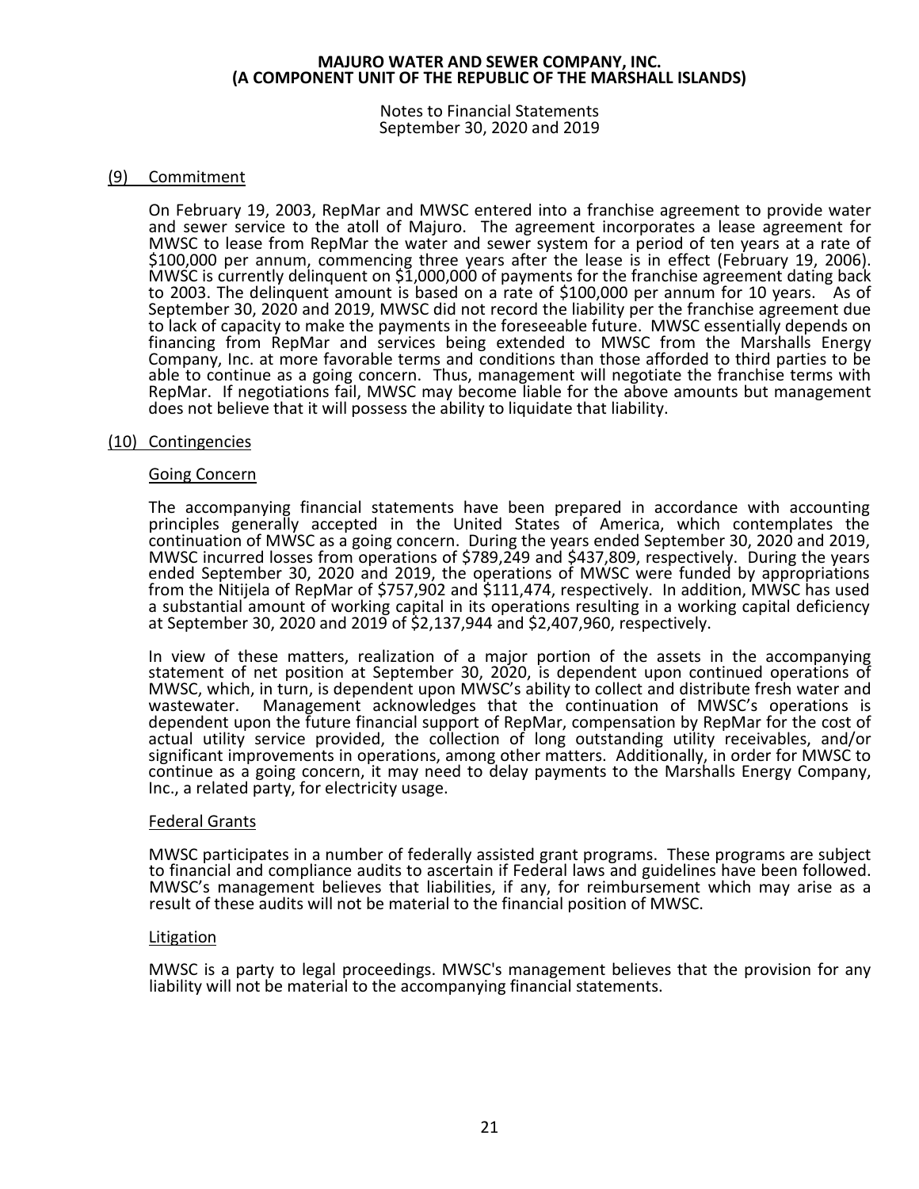## (9) Commitment

On February 19, 2003, RepMar and MWSC entered into a franchise agreement to provide water and sewer service to the atoll of Majuro. The agreement incorporates a lease agreement for MWSC to lease from RepMar the water and sewer system for a period of ten years at a rate of $100,000 per annum, commencing three years after the lease is in effect (February 19, 2006). MWSC is currently delinquent on $1,000,000 of payments for the franchise agreement dating back to 2003. The delinquent amount is based on a rate of $100,000 per annum for 10 years. As of September 30, 2020 and 2019, MWSC did not record the liability per the franchise agreement due to lack of capacity to make the payments in the foreseeable future. MWSC essentially depends on financing from RepMar and services being extended to MWSC from the Marshalls Energy Company, Inc. at more favorable terms and conditions than those afforded to third parties to be able to continue as a going concern. Thus, management will negotiate the franchise terms with RepMar. If negotiations fail, MWSC may become liable for the above amounts but management does not believe that it will possess the ability to liquidate that liability.

## (10) Contingencies

### Going Concern

The accompanying financial statements have been prepared in accordance with accounting principles generally accepted in the United States of America, which contemplates the continuation of MWSC as a going concern. During the years ended September 30, 2020 and 2019, MWSC incurred losses from operations of $789,249 and $437,809, respectively. During the years ended September 30, 2020 and 2019, the operations of MWSC were funded by appropriations from the Nitijela of RepMar of $757,902 and $111,474, respectively. In addition, MWSC has used a substantial amount of working capital in its operations resulting in a working capital deficiency at September 30, 2020 and 2019 of $2,137,944 and $2,407,960, respectively.

In view of these matters, realization of a major portion of the assets in the accompanying statement of net position at September 30, 2020, is dependent upon continued operations of MWSC, which, in turn, is dependent upon MWSC's ability to collect and distribute fresh water and wastewater. Management acknowledges that the continuation of MWSC's operations is dependent upon the future financial support of RepMar, compensation by RepMar for the cost of actual utility service provided, the collection of long outstanding utility receivables, and/or significant improvements in operations, among other matters. Additionally, in order for MWSC to continue as a going concern, it may need to delay payments to the Marshalls Energy Company, Inc., a related party, for electricity usage.

### Federal Grants

MWSC participates in a number of federally assisted grant programs. These programs are subject to financial and compliance audits to ascertain if Federal laws and guidelines have been followed. MWSC's management believes that liabilities, if any, for reimbursement which may arise as a result of these audits will not be material to the financial position of MWSC.

### Litigation

MWSC is a party to legal proceedings. MWSC's management believes that the provision for any liability will not be material to the accompanying financial statements.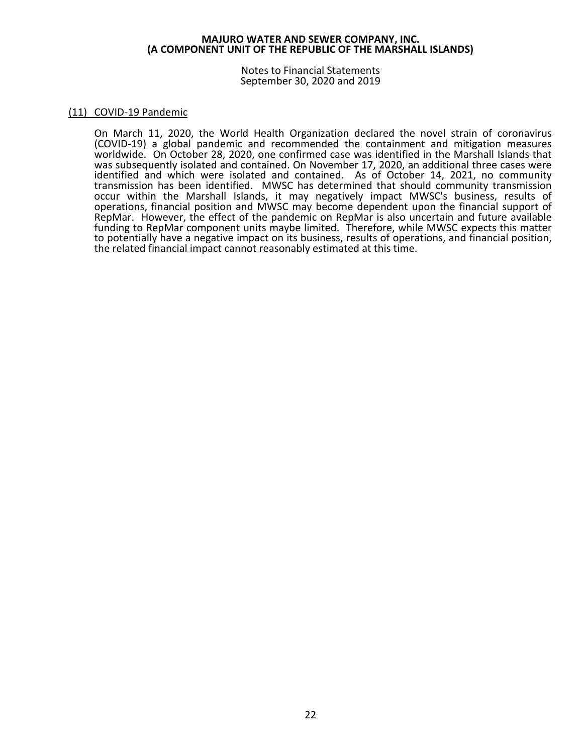## (11) COVID-19 Pandemic

On March 11, 2020, the World Health Organization declared the novel strain of coronavirus (COVID-19) a global pandemic and recommended the containment and mitigation measures worldwide. On October 28, 2020, one confirmed case was identified in the Marshall Islands that was subsequently isolated and contained. On November 17, 2020, an additional three cases were identified and which were isolated and contained. As of October 14, 2021, no community transmission has been identified. MWSC has determined that should community transmission occur within the Marshall Islands, it may negatively impact MWSC's business, results of operations, financial position and MWSC may become dependent upon the financial support of RepMar. However, the effect of the pandemic on RepMar is also uncertain and future available funding to RepMar component units maybe limited. Therefore, while MWSC expects this matter to potentially have a negative impact on its business, results of operations, and financial position, the related financial impact cannot reasonably estimated at this time.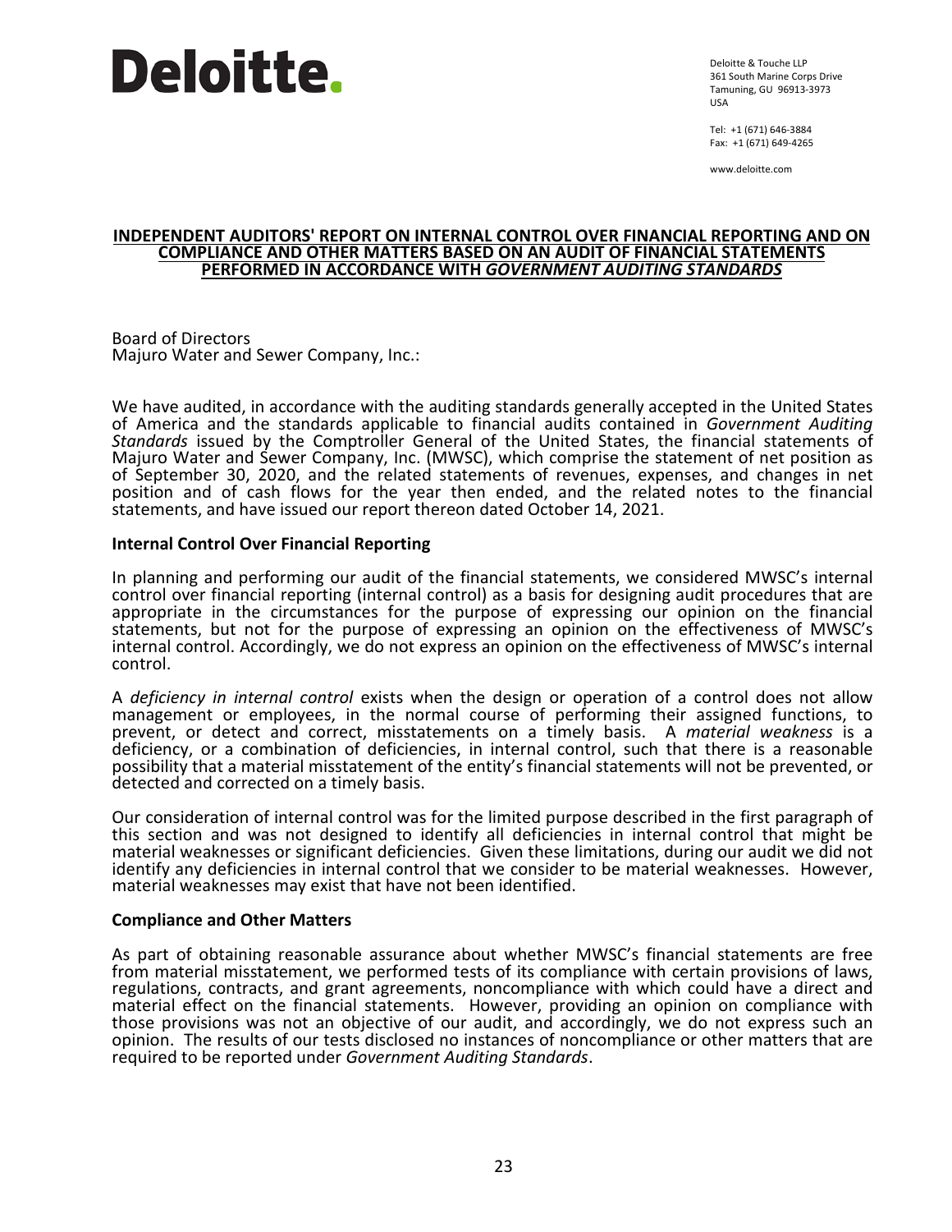# Deloitte.

Deloitte & Touche LLP
361 South Marine Corps Drive
Tamuning, GU 96913-3973
USA

Tel: +1 (671) 646-3884
Fax: +1 (671) 649-4265

www.deloitte.com

## INDEPENDENT AUDITORS' REPORT ON INTERNAL CONTROL OVER FINANCIAL REPORTING AND ON COMPLIANCE AND OTHER MATTERS BASED ON AN AUDIT OF FINANCIAL STATEMENTS PERFORMED IN ACCORDANCE WITH *GOVERNMENT AUDITING STANDARDS*

Board of Directors
Majuro Water and Sewer Company, Inc.:

We have audited, in accordance with the auditing standards generally accepted in the United States of America and the standards applicable to financial audits contained in *Government Auditing Standards* issued by the Comptroller General of the United States, the financial statements of Majuro Water and Sewer Company, Inc. (MWSC), which comprise the statement of net position as of September 30, 2020, and the related statements of revenues, expenses, and changes in net position and of cash flows for the year then ended, and the related notes to the financial statements, and have issued our report thereon dated October 14, 2021.

### Internal Control Over Financial Reporting

In planning and performing our audit of the financial statements, we considered MWSC's internal control over financial reporting (internal control) as a basis for designing audit procedures that are appropriate in the circumstances for the purpose of expressing our opinion on the financial statements, but not for the purpose of expressing an opinion on the effectiveness of MWSC's internal control. Accordingly, we do not express an opinion on the effectiveness of MWSC's internal control.

A *deficiency in internal control* exists when the design or operation of a control does not allow management or employees, in the normal course of performing their assigned functions, to prevent, or detect and correct, misstatements on a timely basis. A *material weakness* is a deficiency, or a combination of deficiencies, in internal control, such that there is a reasonable possibility that a material misstatement of the entity's financial statements will not be prevented, or detected and corrected on a timely basis.

Our consideration of internal control was for the limited purpose described in the first paragraph of this section and was not designed to identify all deficiencies in internal control that might be material weaknesses or significant deficiencies. Given these limitations, during our audit we did not identify any deficiencies in internal control that we consider to be material weaknesses. However, material weaknesses may exist that have not been identified.

### Compliance and Other Matters

As part of obtaining reasonable assurance about whether MWSC's financial statements are free from material misstatement, we performed tests of its compliance with certain provisions of laws, regulations, contracts, and grant agreements, noncompliance with which could have a direct and material effect on the financial statements. However, providing an opinion on compliance with those provisions was not an objective of our audit, and accordingly, we do not express such an opinion. The results of our tests disclosed no instances of noncompliance or other matters that are required to be reported under *Government Auditing Standards*.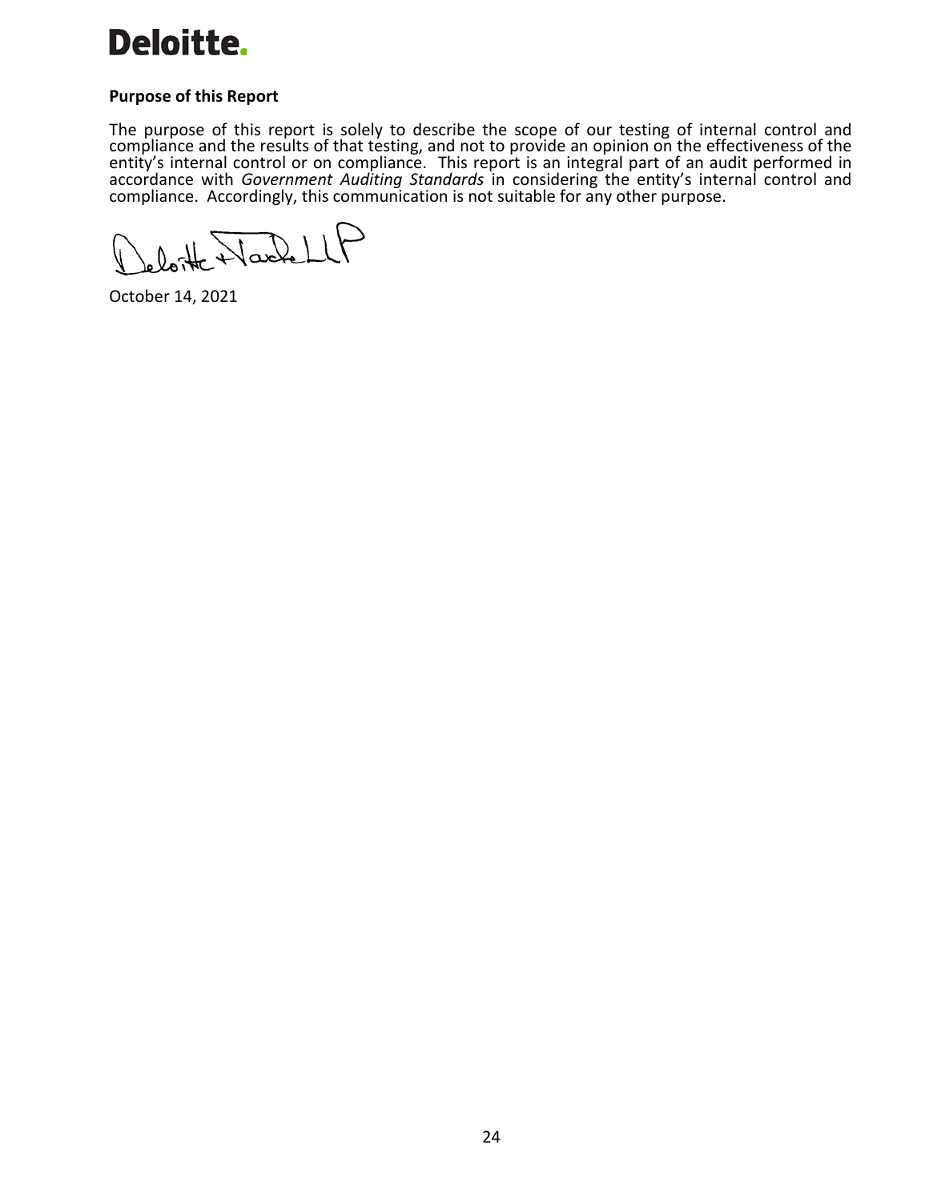Deloitte.

## Purpose of this Report

The purpose of this report is solely to describe the scope of our testing of internal control and compliance and the results of that testing, and not to provide an opinion on the effectiveness of the entity's internal control or on compliance. This report is an integral part of an audit performed in accordance with *Government Auditing Standards* in considering the entity's internal control and compliance. Accordingly, this communication is not suitable for any other purpose.

Deloitte & Touche LLP

October 14, 2021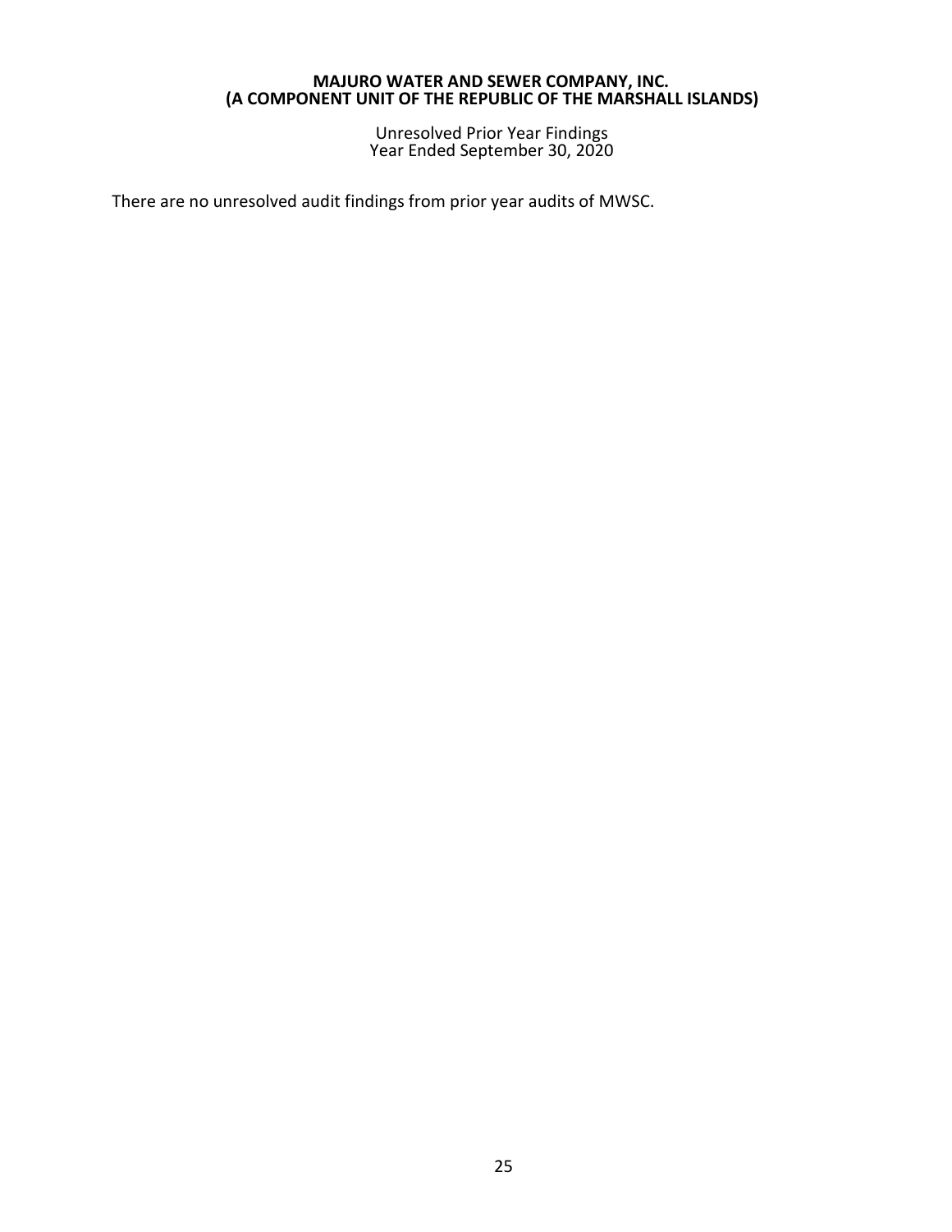**MAJURO WATER AND SEWER COMPANY, INC.**
**(A COMPONENT UNIT OF THE REPUBLIC OF THE MARSHALL ISLANDS)**

Unresolved Prior Year Findings
Year Ended September 30, 2020

There are no unresolved audit findings from prior year audits of MWSC.